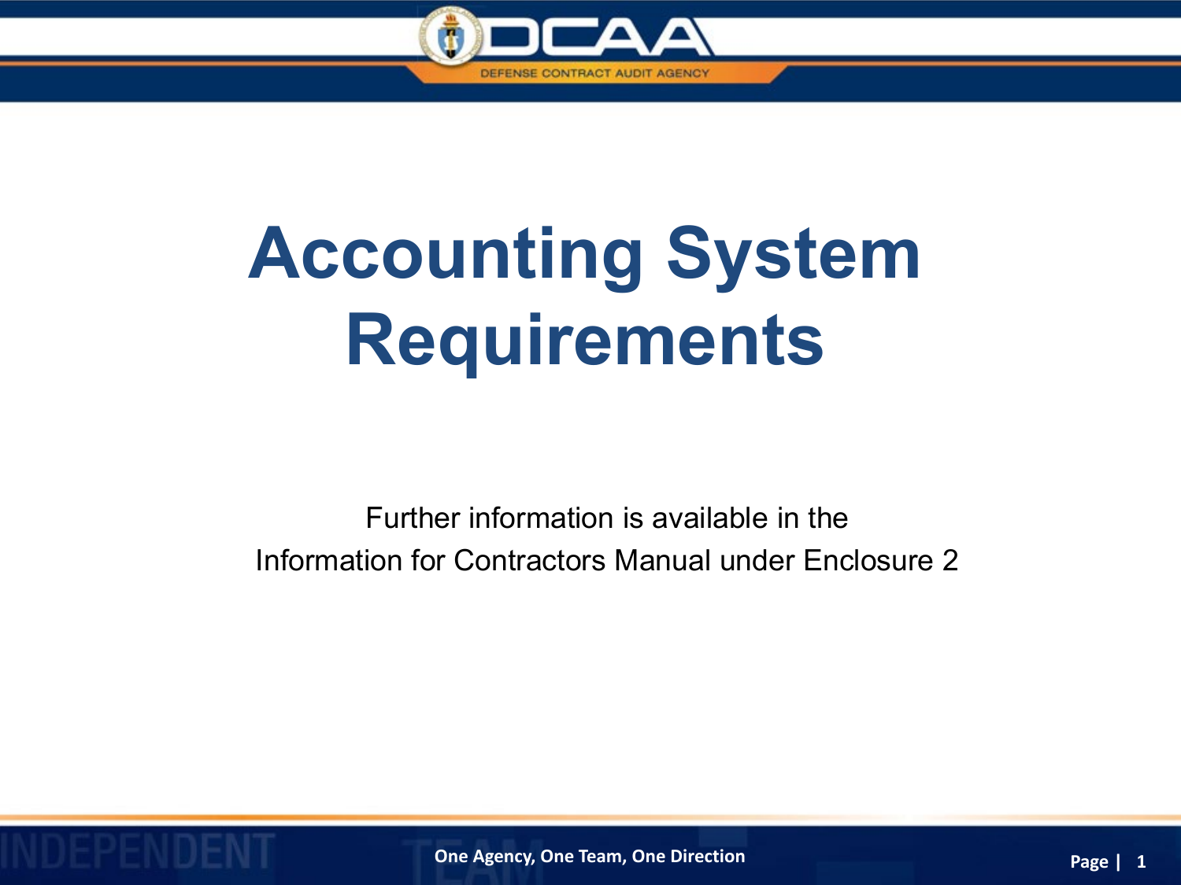# Accounting System Requirements

Further information is available in the
Information for Contractors Manual under Enclosure 2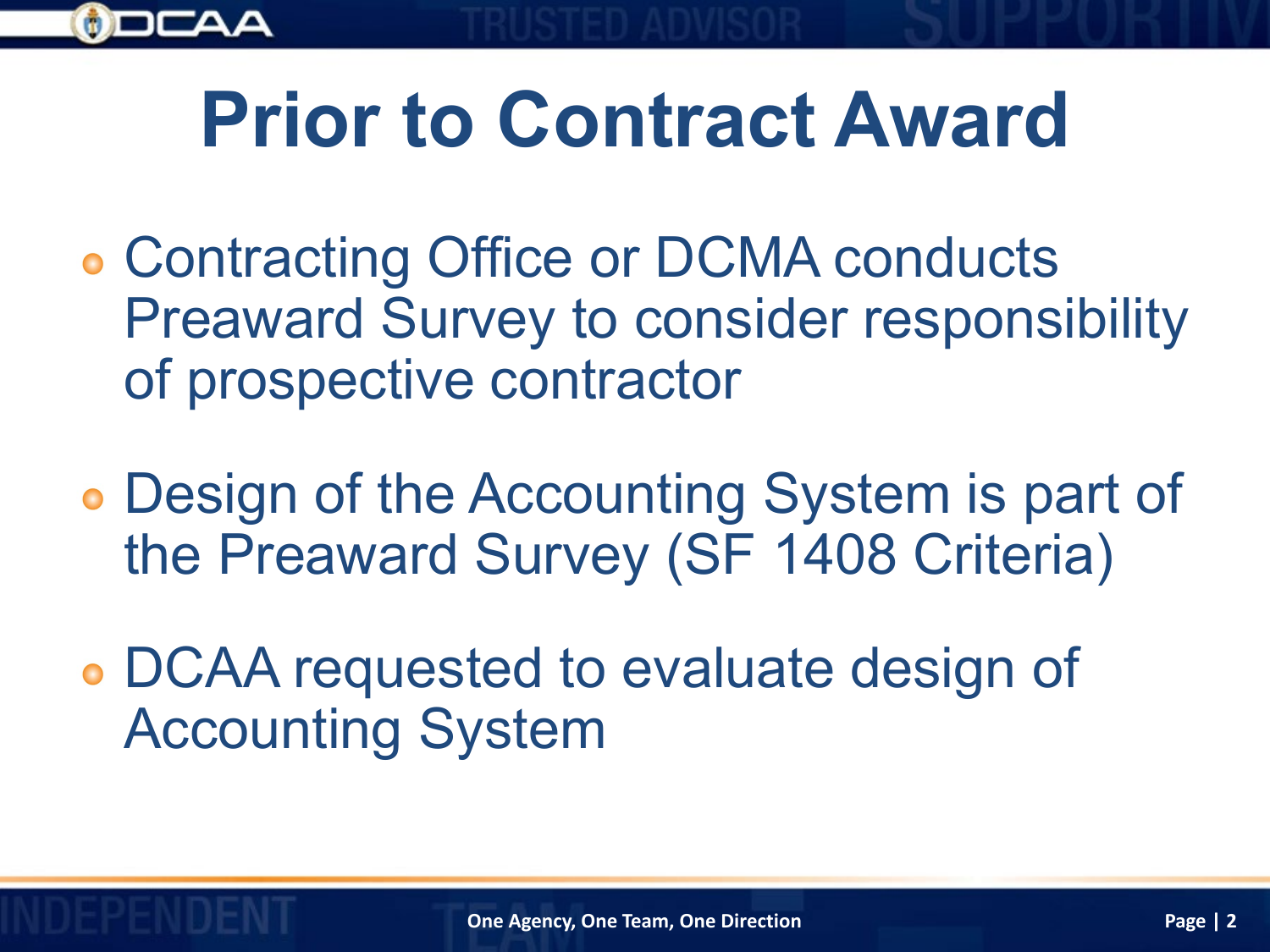# Prior to Contract Award

- Contracting Office or DCMA conducts Preaward Survey to consider responsibility of prospective contractor
- Design of the Accounting System is part of the Preaward Survey (SF 1408 Criteria)
- DCAA requested to evaluate design of Accounting System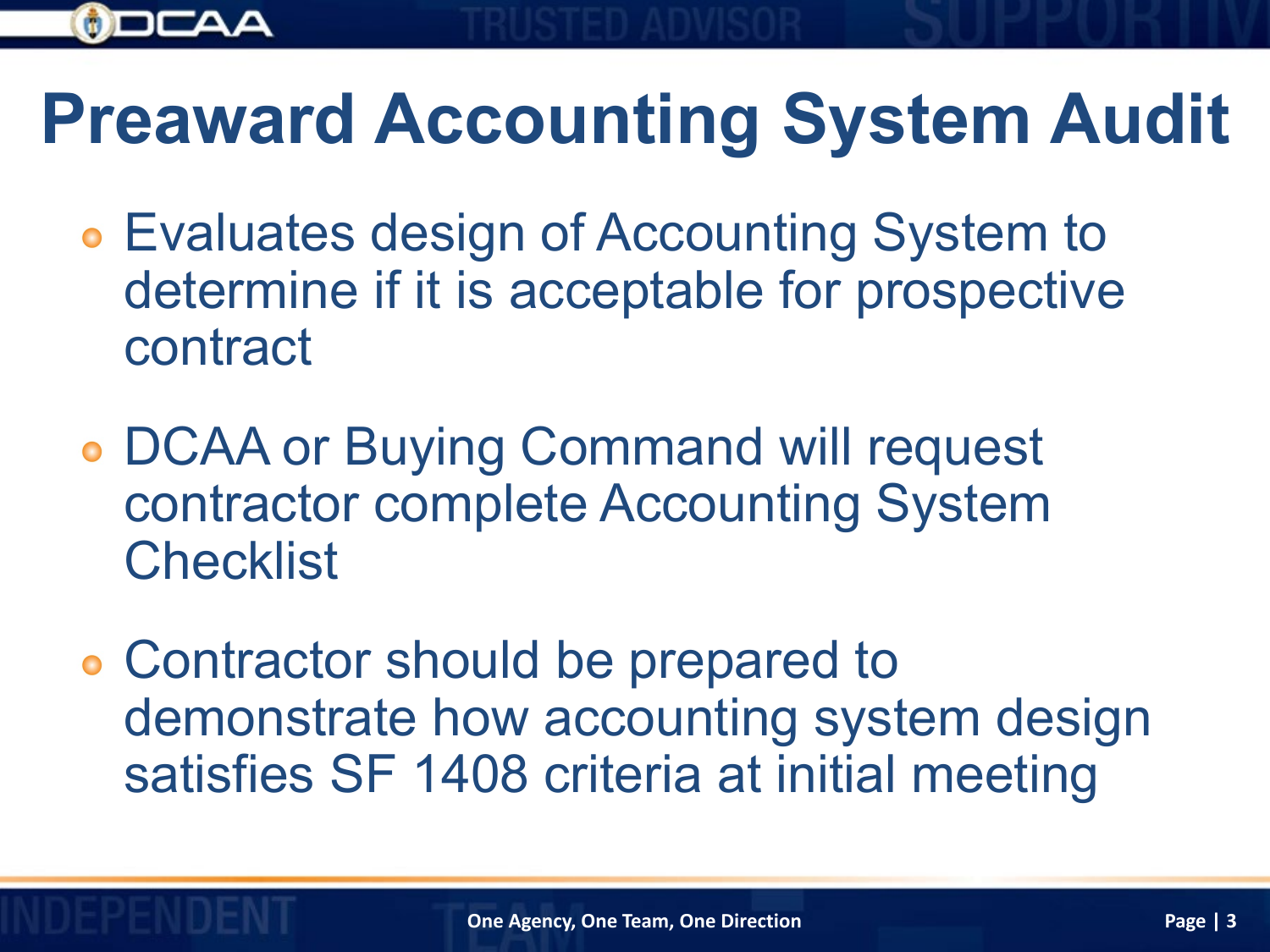# Preaward Accounting System Audit

- Evaluates design of Accounting System to determine if it is acceptable for prospective contract
- DCAA or Buying Command will request contractor complete Accounting System Checklist
- Contractor should be prepared to demonstrate how accounting system design satisfies SF 1408 criteria at initial meeting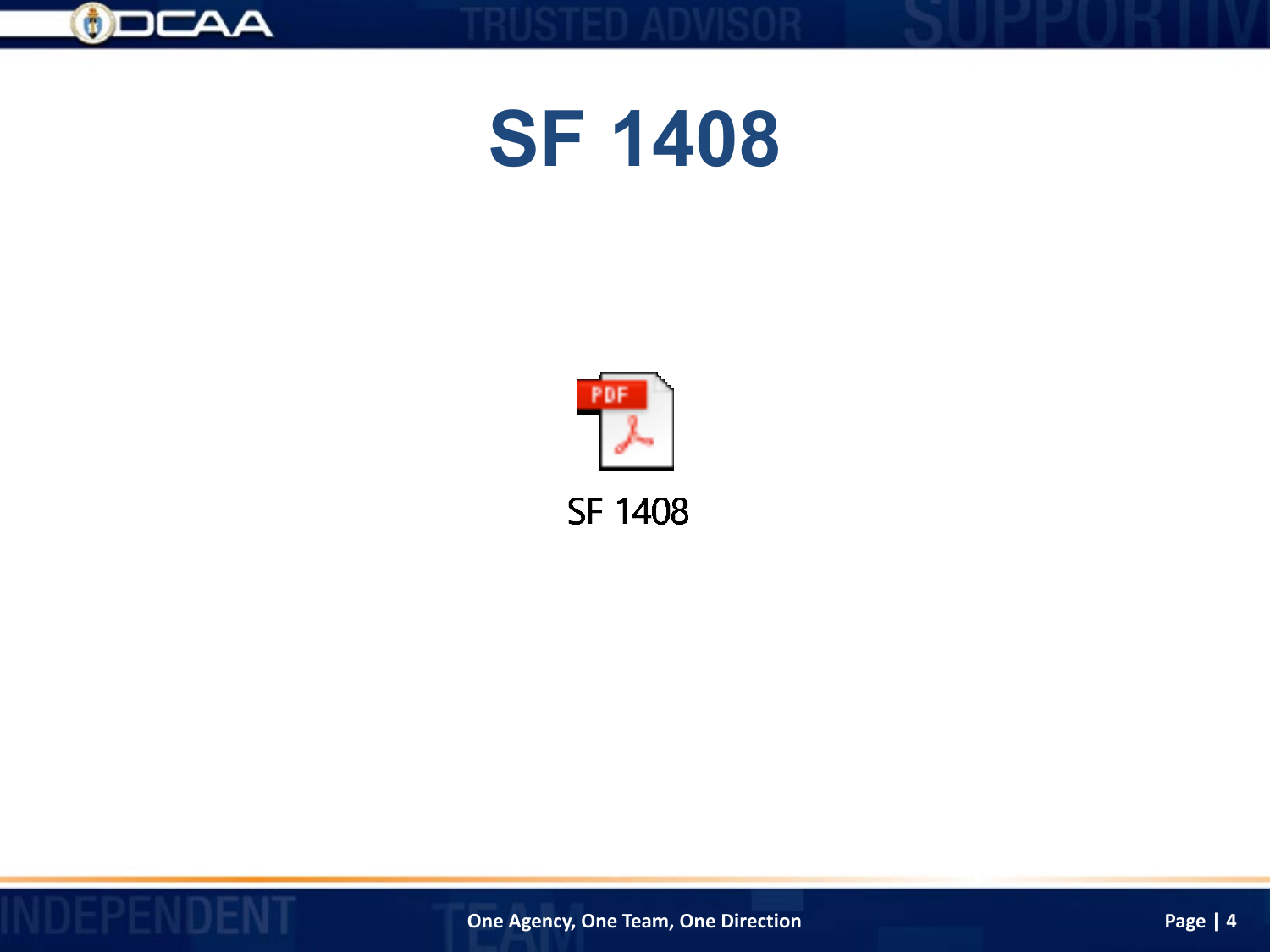# SF 1408

SF 1408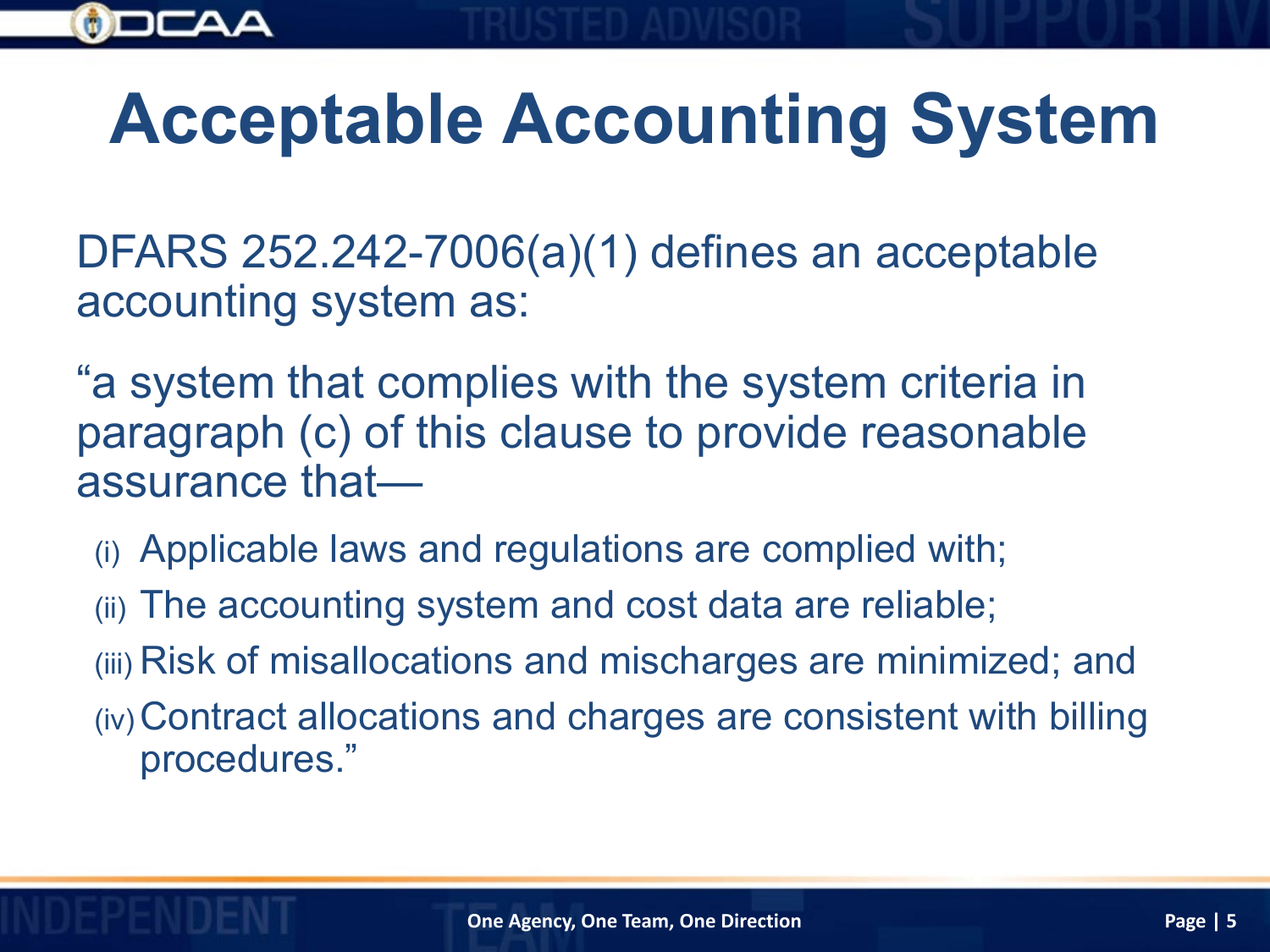# Acceptable Accounting System

DFARS 252.242-7006(a)(1) defines an acceptable accounting system as:

“a system that complies with the system criteria in paragraph (c) of this clause to provide reasonable assurance that—

- (i) Applicable laws and regulations are complied with;
- (ii) The accounting system and cost data are reliable;
- (iii) Risk of misallocations and mischarges are minimized; and
- (iv) Contract allocations and charges are consistent with billing procedures.”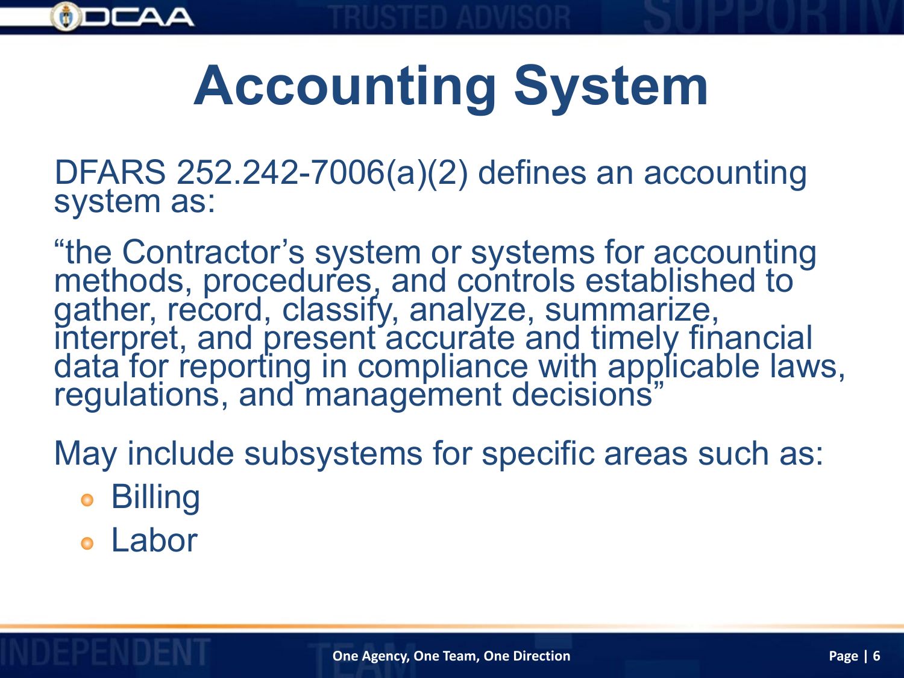# Accounting System

DFARS 252.242-7006(a)(2) defines an accounting system as:

"the Contractor's system or systems for accounting methods, procedures, and controls established to gather, record, classify, analyze, summarize, interpret, and present accurate and timely financial data for reporting in compliance with applicable laws, regulations, and management decisions"

May include subsystems for specific areas such as:

- Billing
- Labor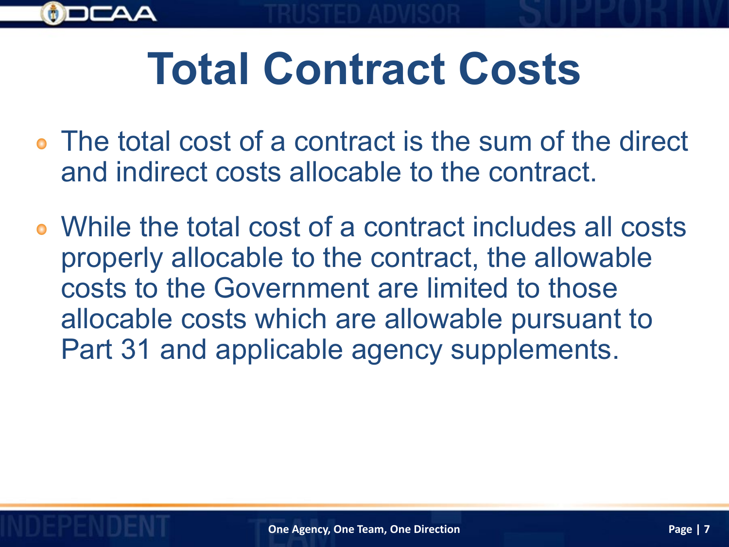# Total Contract Costs

- The total cost of a contract is the sum of the direct and indirect costs allocable to the contract.
- While the total cost of a contract includes all costs properly allocable to the contract, the allowable costs to the Government are limited to those allocable costs which are allowable pursuant to Part 31 and applicable agency supplements.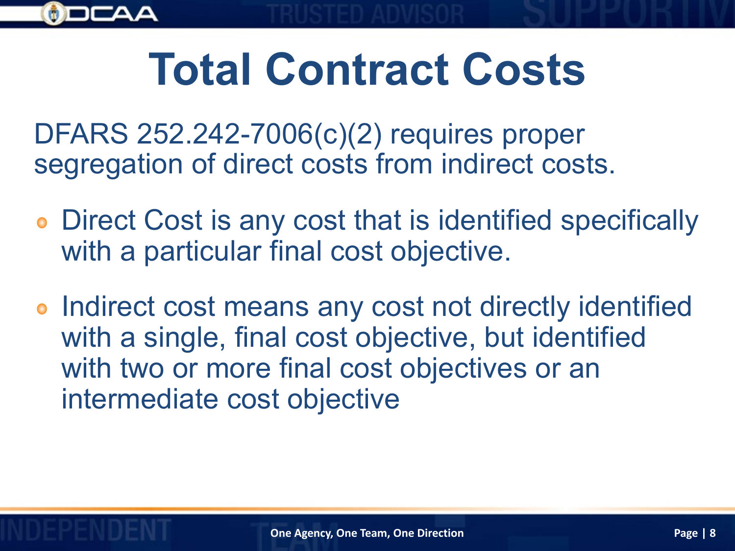# Total Contract Costs

DFARS 252.242-7006(c)(2) requires proper segregation of direct costs from indirect costs.

- Direct Cost is any cost that is identified specifically with a particular final cost objective.
- Indirect cost means any cost not directly identified with a single, final cost objective, but identified with two or more final cost objectives or an intermediate cost objective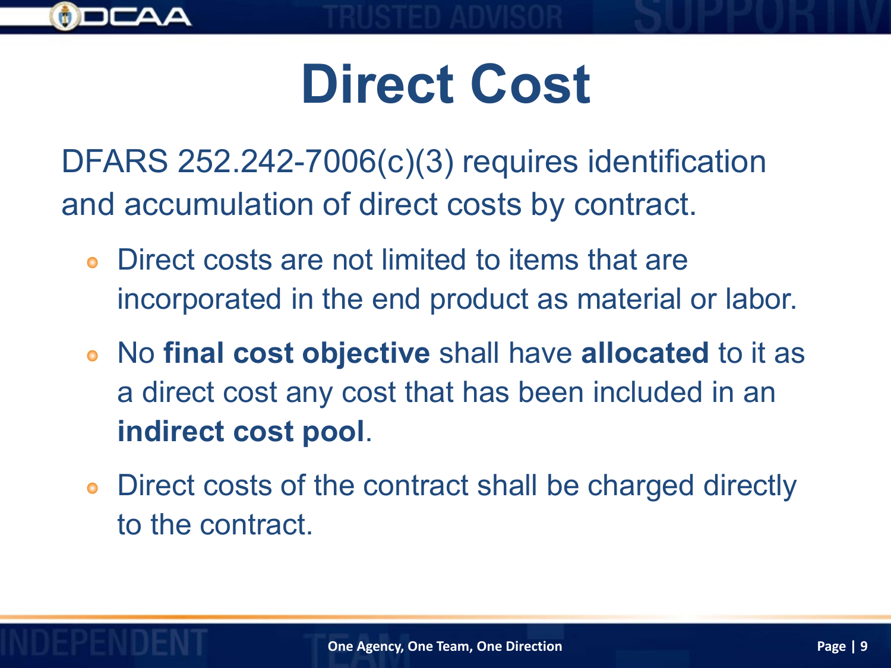# Direct Cost

DFARS 252.242-7006(c)(3) requires identification and accumulation of direct costs by contract.

- Direct costs are not limited to items that are incorporated in the end product as material or labor.
- No **final cost objective** shall have **allocated** to it as a direct cost any cost that has been included in an **indirect cost pool**.
- Direct costs of the contract shall be charged directly to the contract.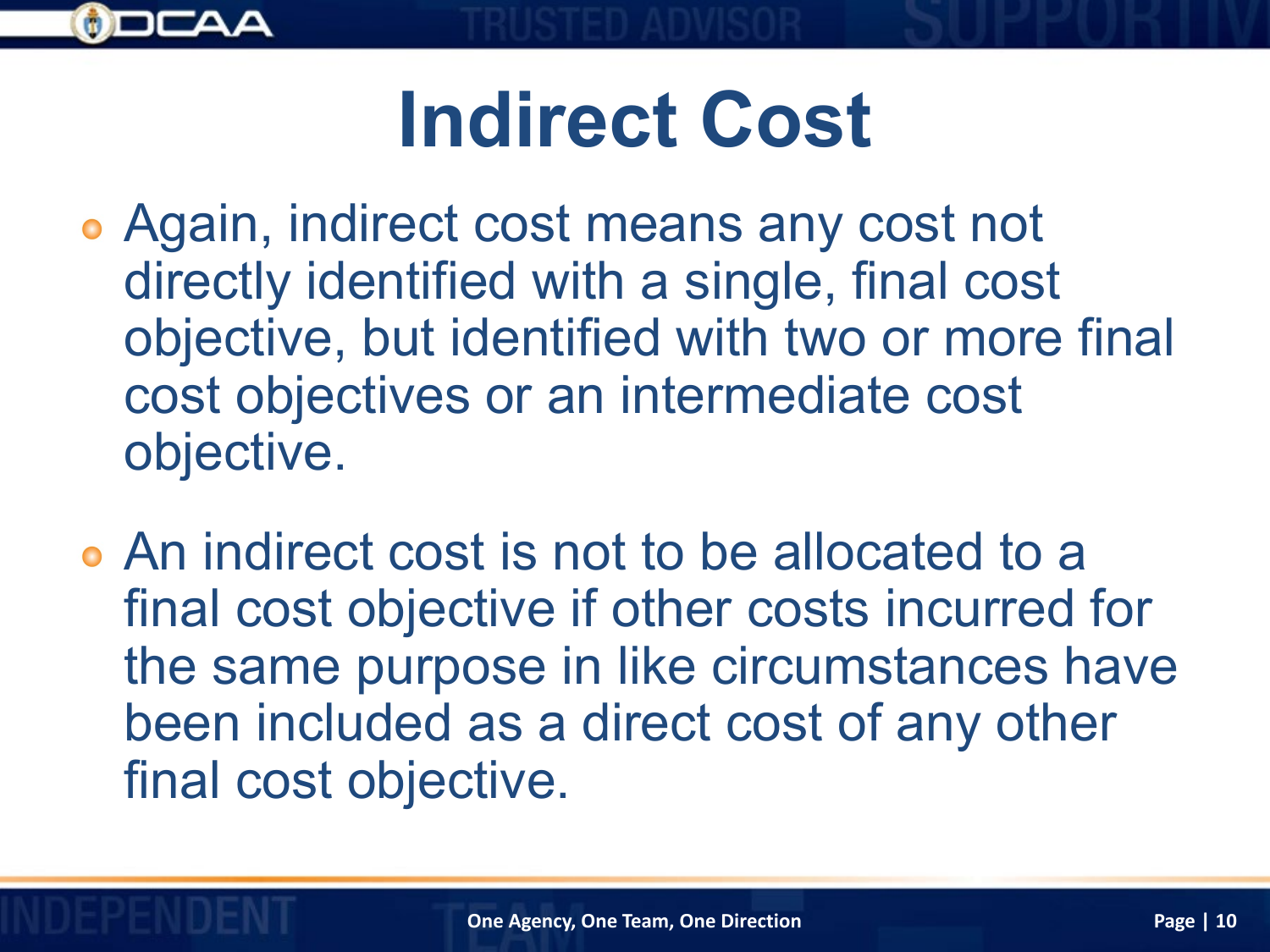# Indirect Cost

- Again, indirect cost means any cost not directly identified with a single, final cost objective, but identified with two or more final cost objectives or an intermediate cost objective.
- An indirect cost is not to be allocated to a final cost objective if other costs incurred for the same purpose in like circumstances have been included as a direct cost of any other final cost objective.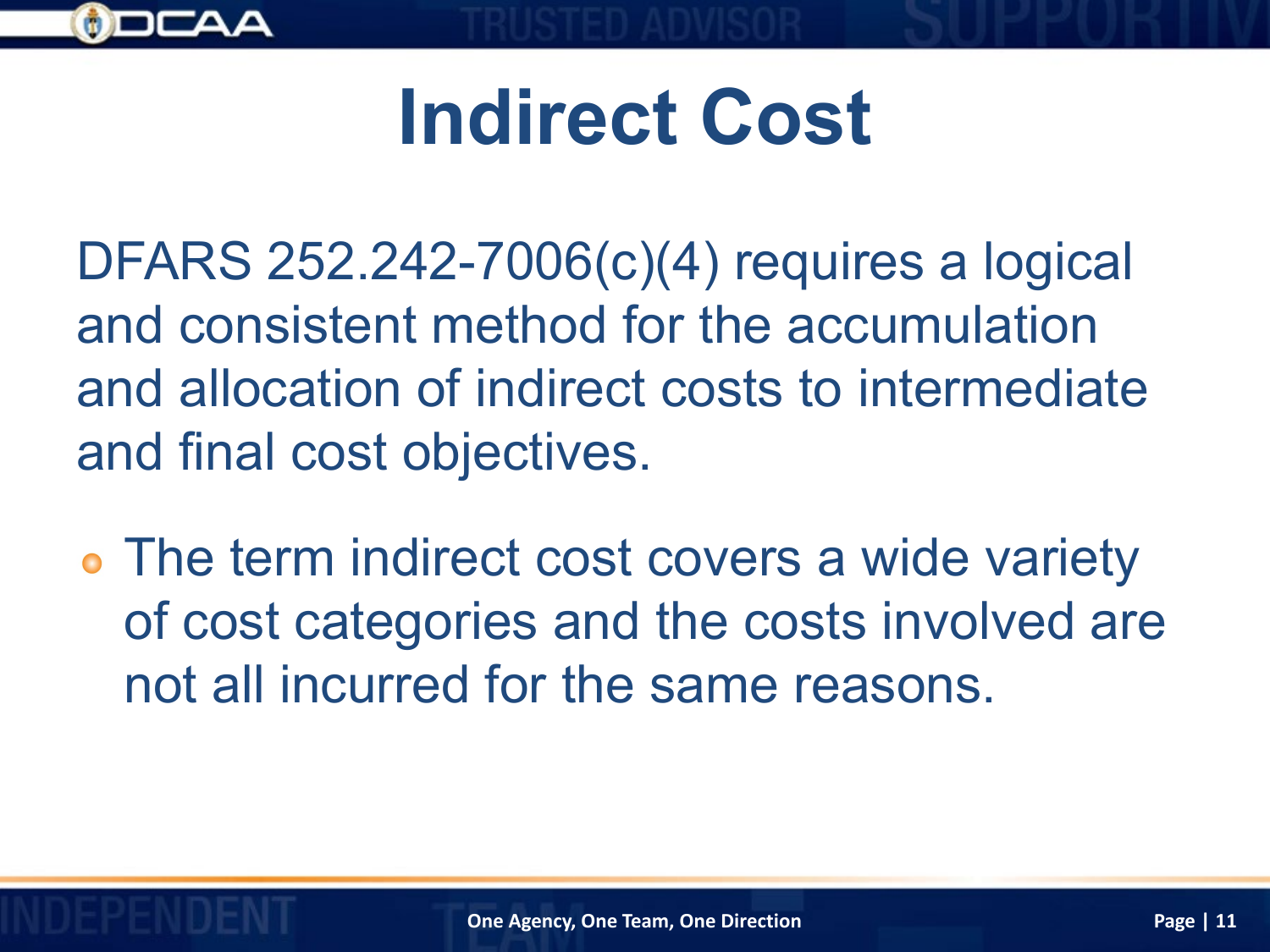# Indirect Cost

DFARS 252.242-7006(c)(4) requires a logical and consistent method for the accumulation and allocation of indirect costs to intermediate and final cost objectives.

- The term indirect cost covers a wide variety of cost categories and the costs involved are not all incurred for the same reasons.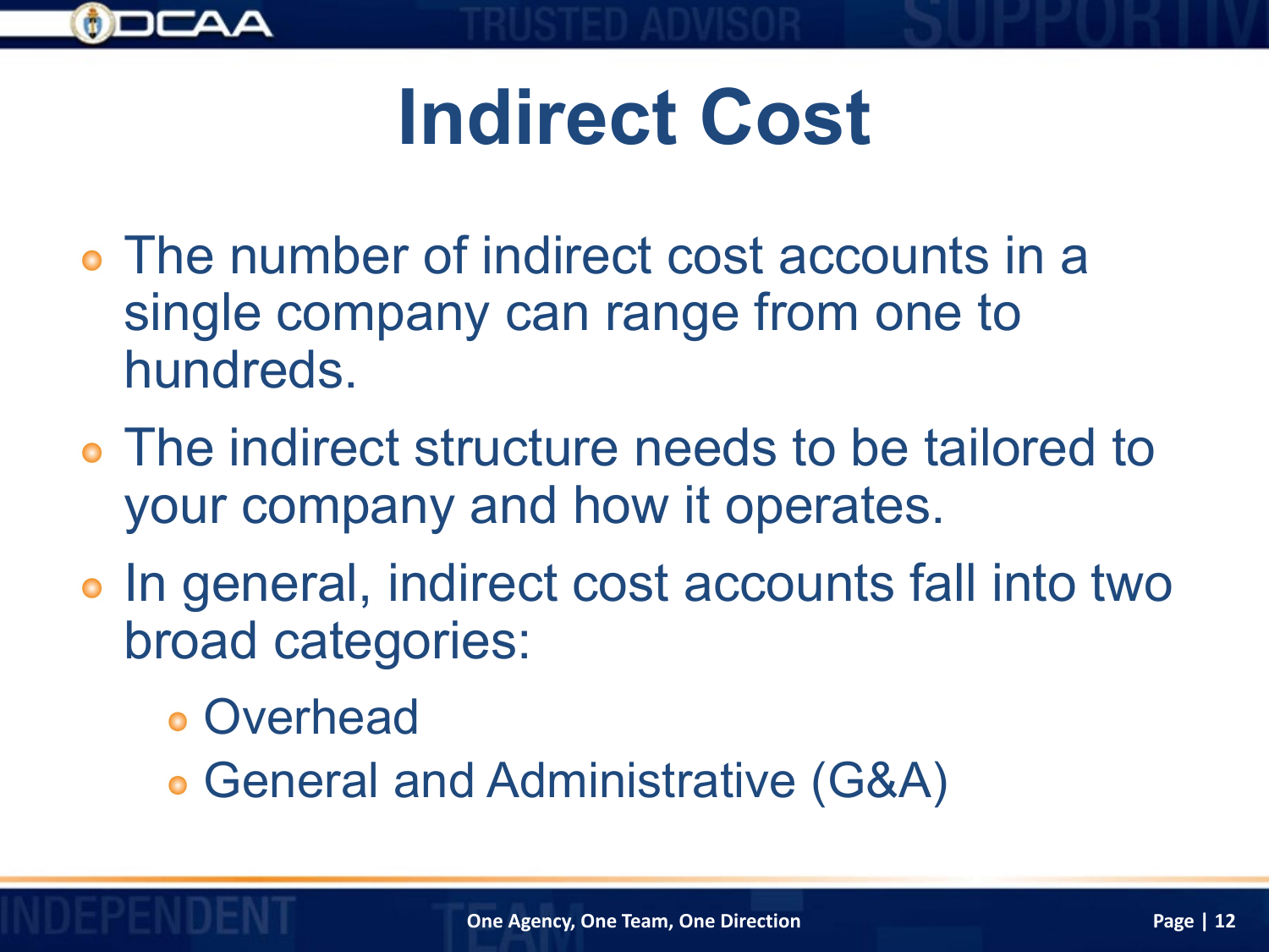# Indirect Cost

- The number of indirect cost accounts in a single company can range from one to hundreds.
- The indirect structure needs to be tailored to your company and how it operates.
- In general, indirect cost accounts fall into two broad categories:
  - Overhead
  - General and Administrative (G&A)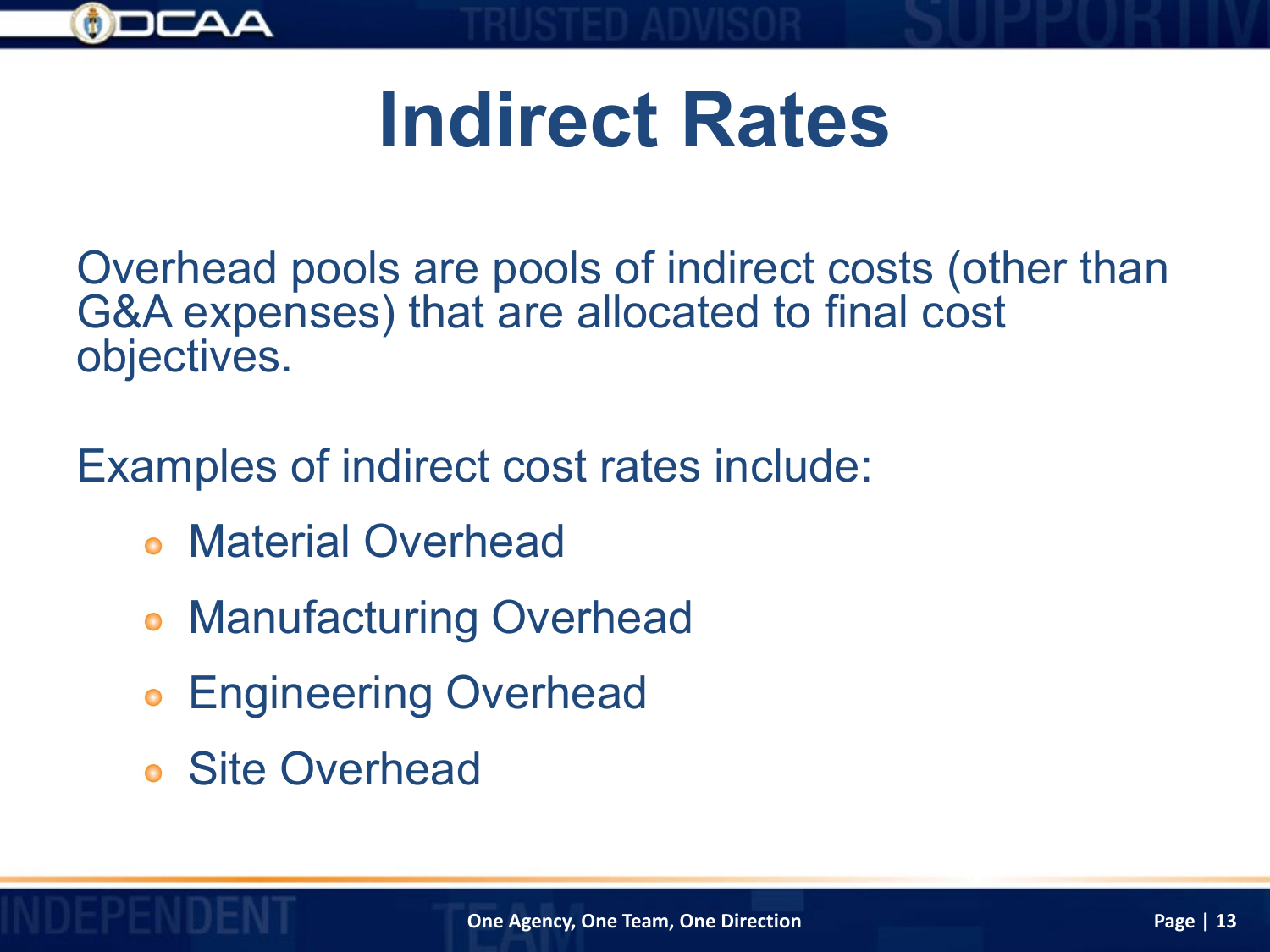# Indirect Rates

Overhead pools are pools of indirect costs (other than G&A expenses) that are allocated to final cost objectives.

Examples of indirect cost rates include:

- Material Overhead
- Manufacturing Overhead
- Engineering Overhead
- Site Overhead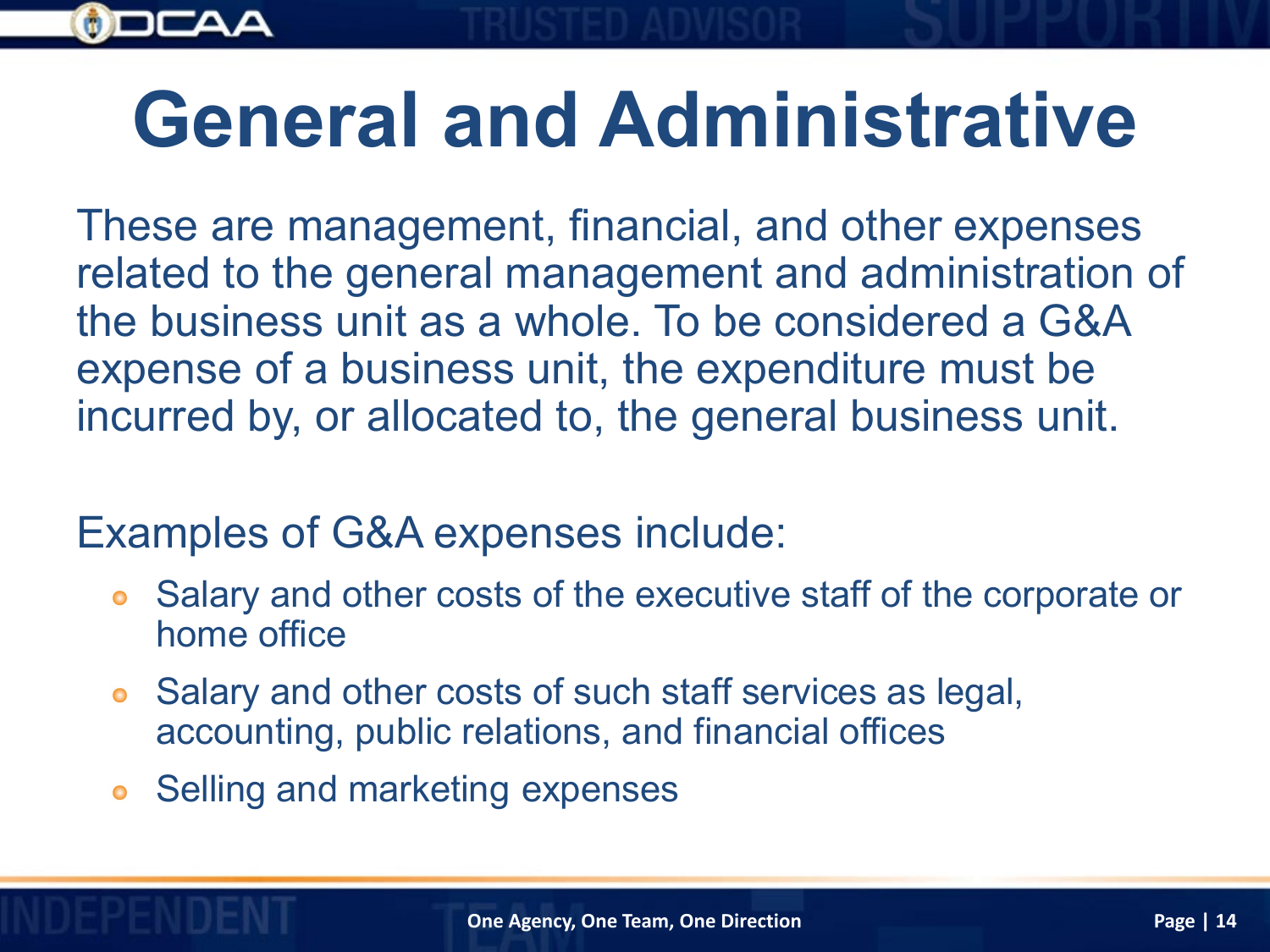# General and Administrative

These are management, financial, and other expenses related to the general management and administration of the business unit as a whole. To be considered a G&A expense of a business unit, the expenditure must be incurred by, or allocated to, the general business unit.

Examples of G&A expenses include:

- Salary and other costs of the executive staff of the corporate or home office
- Salary and other costs of such staff services as legal, accounting, public relations, and financial offices
- Selling and marketing expenses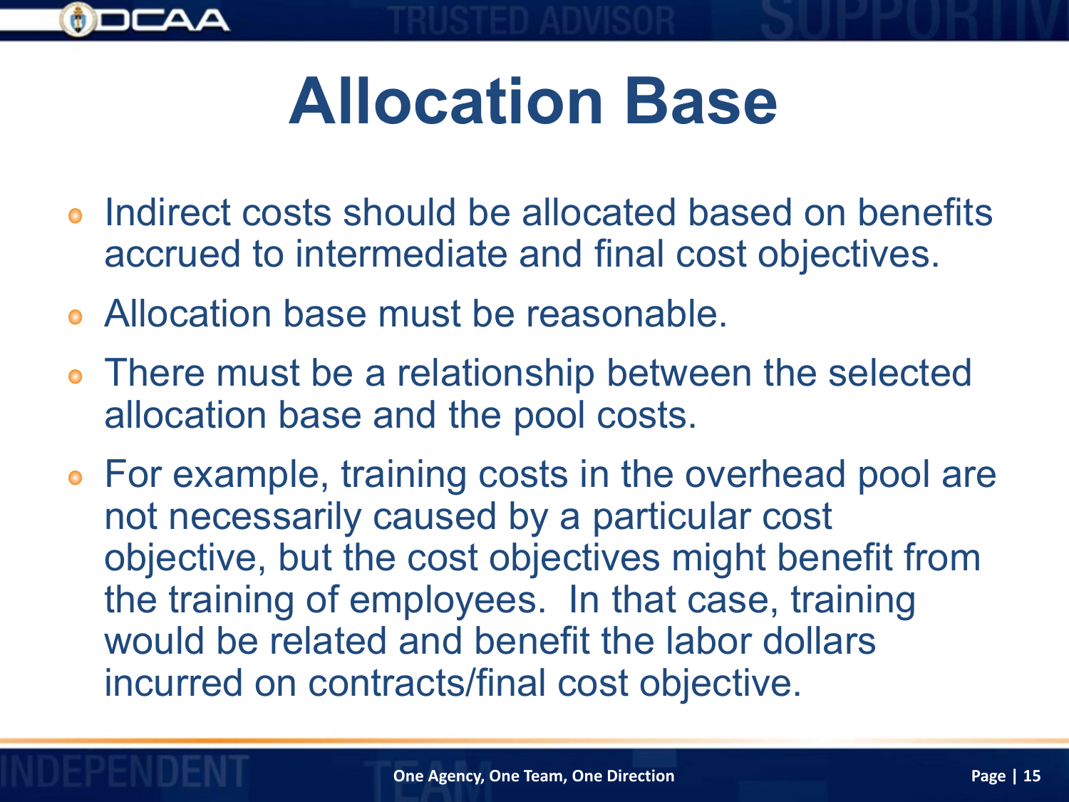# Allocation Base

- Indirect costs should be allocated based on benefits accrued to intermediate and final cost objectives.
- Allocation base must be reasonable.
- There must be a relationship between the selected allocation base and the pool costs.
- For example, training costs in the overhead pool are not necessarily caused by a particular cost objective, but the cost objectives might benefit from the training of employees. In that case, training would be related and benefit the labor dollars incurred on contracts/final cost objective.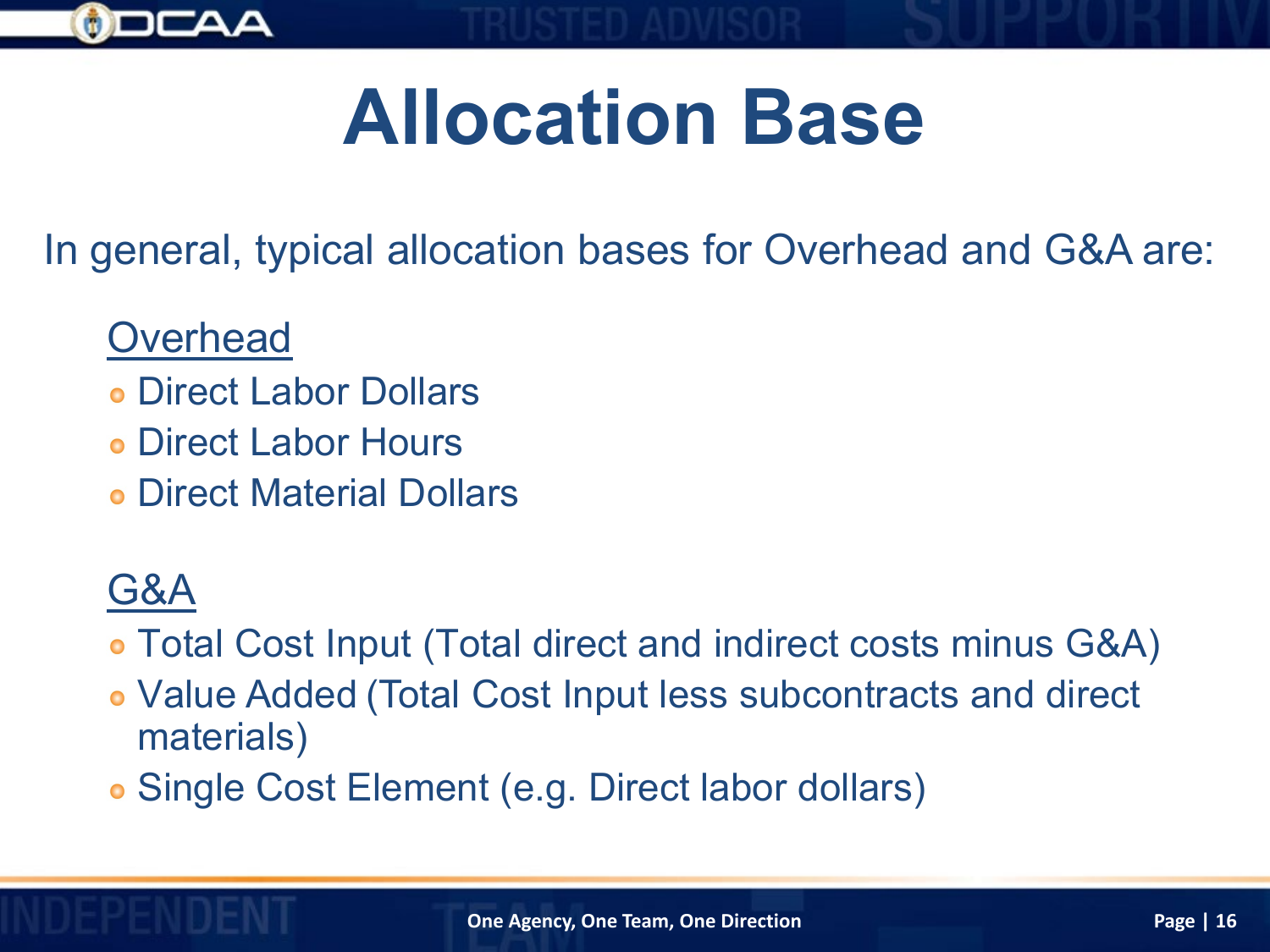# Allocation Base

In general, typical allocation bases for Overhead and G&A are:

Overhead

- Direct Labor Dollars
- Direct Labor Hours
- Direct Material Dollars

G&A

- Total Cost Input (Total direct and indirect costs minus G&A)
- Value Added (Total Cost Input less subcontracts and direct materials)
- Single Cost Element (e.g. Direct labor dollars)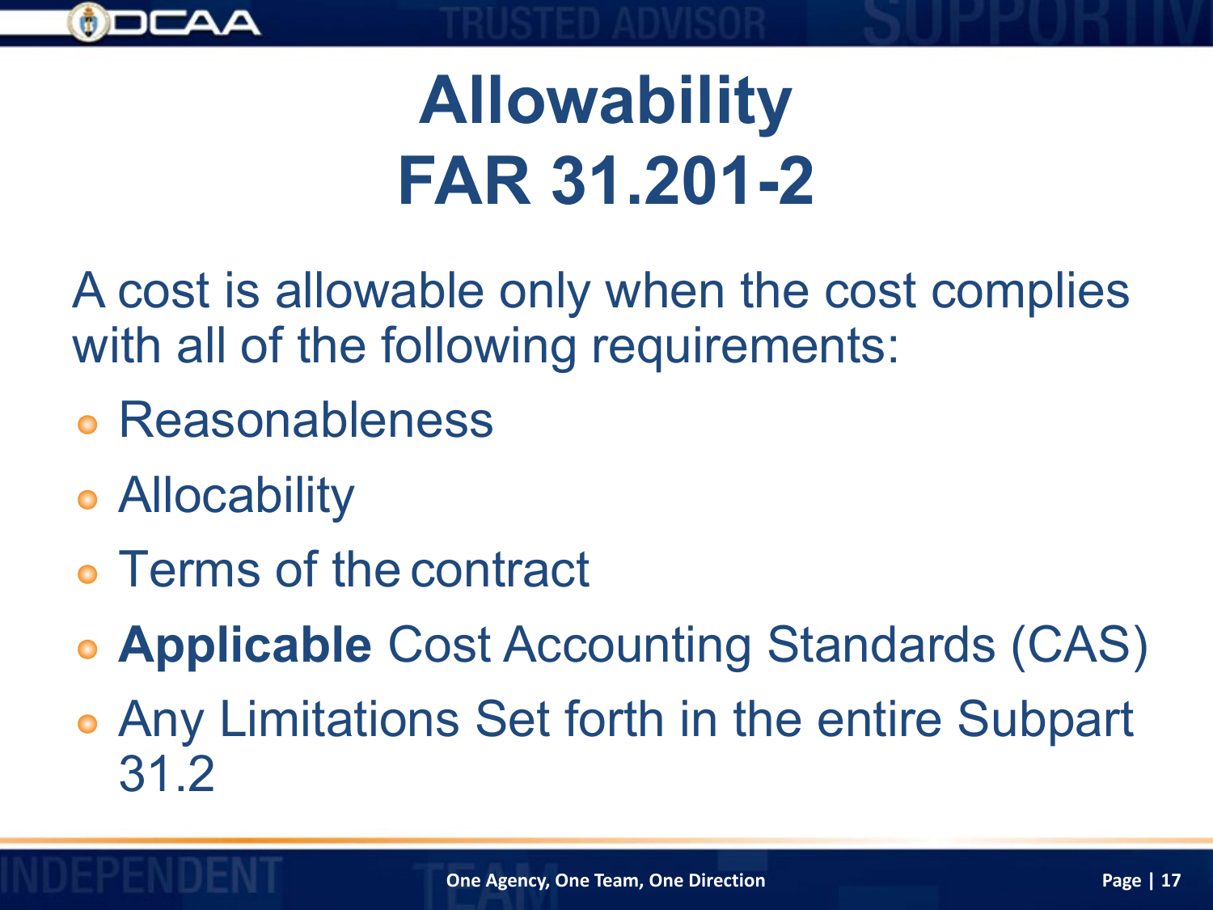# Allowability
# FAR 31.201-2

A cost is allowable only when the cost complies with all of the following requirements:

- Reasonableness
- Allocability
- Terms of the contract
- **Applicable** Cost Accounting Standards (CAS)
- Any Limitations Set forth in the entire Subpart 31.2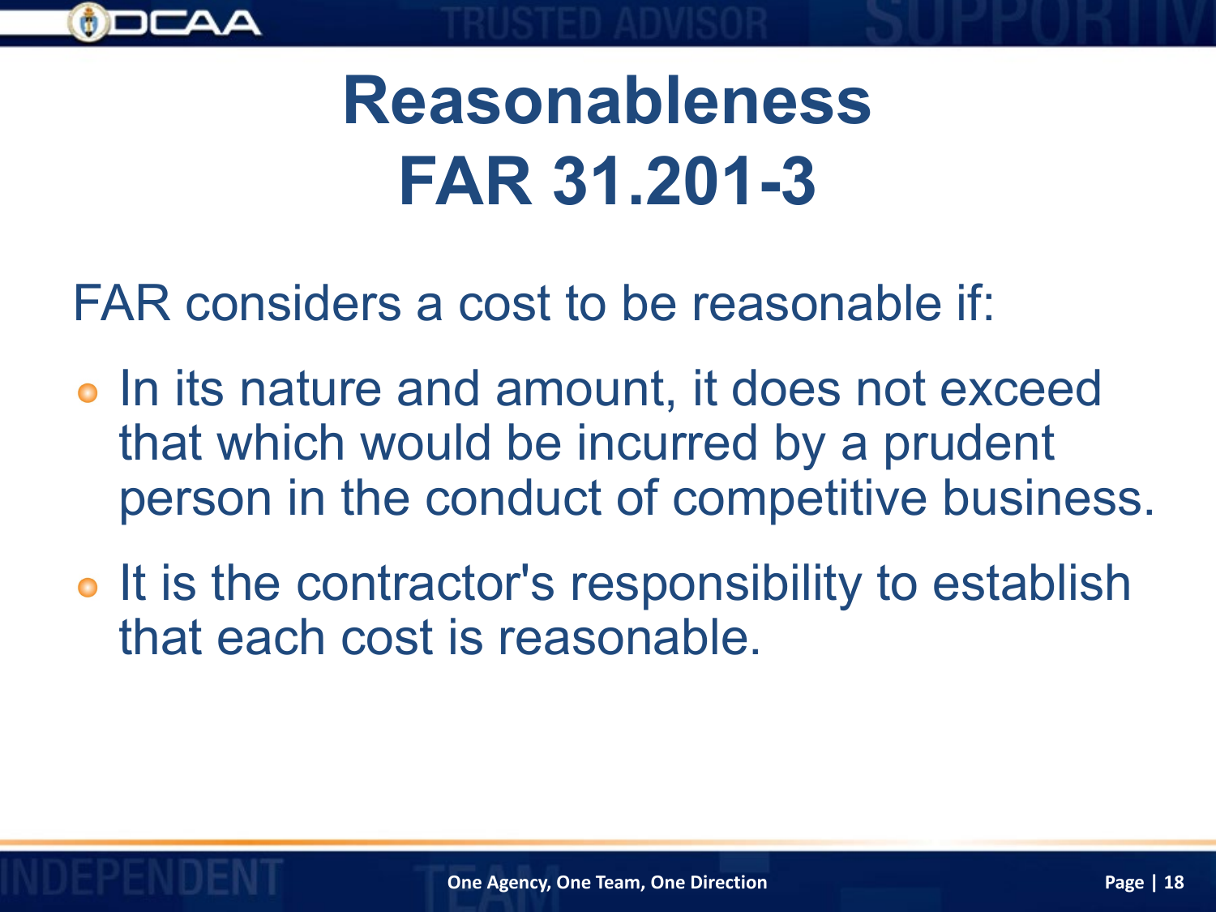# Reasonableness FAR 31.201-3

FAR considers a cost to be reasonable if:

- In its nature and amount, it does not exceed that which would be incurred by a prudent person in the conduct of competitive business.
- It is the contractor's responsibility to establish that each cost is reasonable.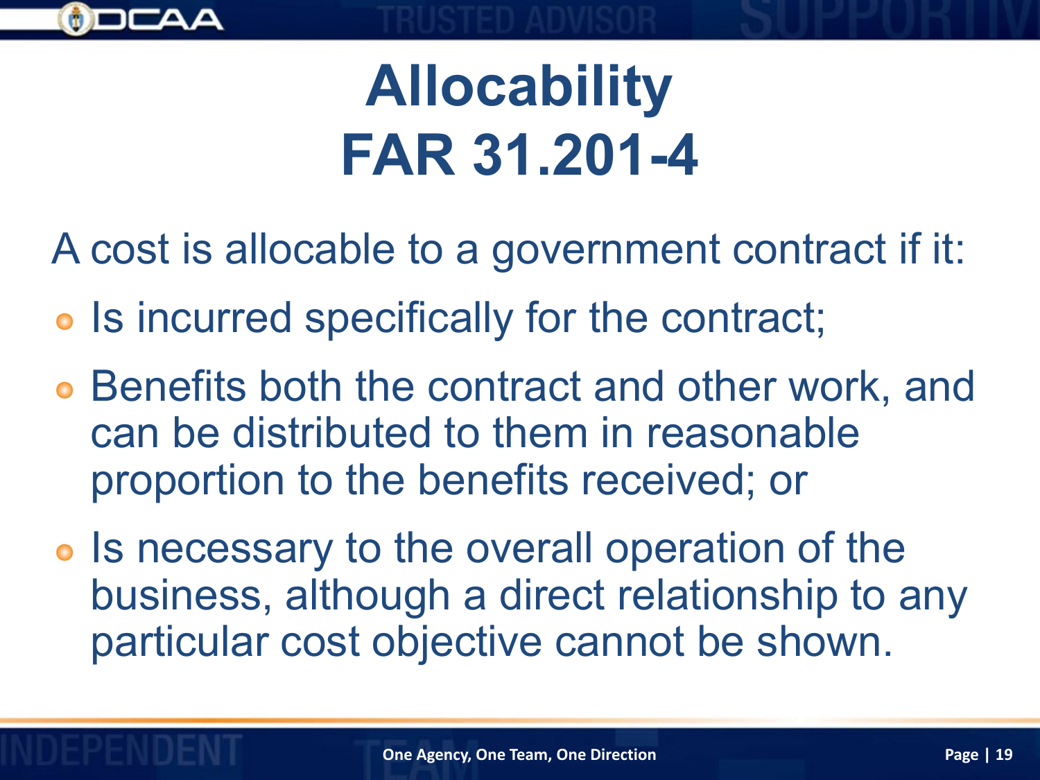# Allocability
# FAR 31.201-4

A cost is allocable to a government contract if it:

- Is incurred specifically for the contract;
- Benefits both the contract and other work, and can be distributed to them in reasonable proportion to the benefits received; or
- Is necessary to the overall operation of the business, although a direct relationship to any particular cost objective cannot be shown.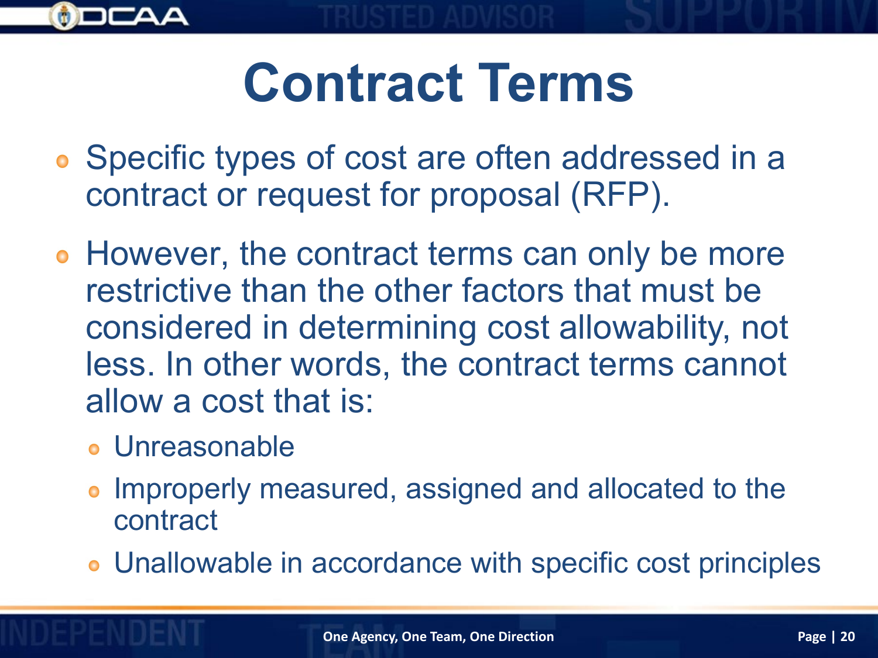# Contract Terms

- Specific types of cost are often addressed in a contract or request for proposal (RFP).
- However, the contract terms can only be more restrictive than the other factors that must be considered in determining cost allowability, not less. In other words, the contract terms cannot allow a cost that is:
  - Unreasonable
  - Improperly measured, assigned and allocated to the contract
  - Unallowable in accordance with specific cost principles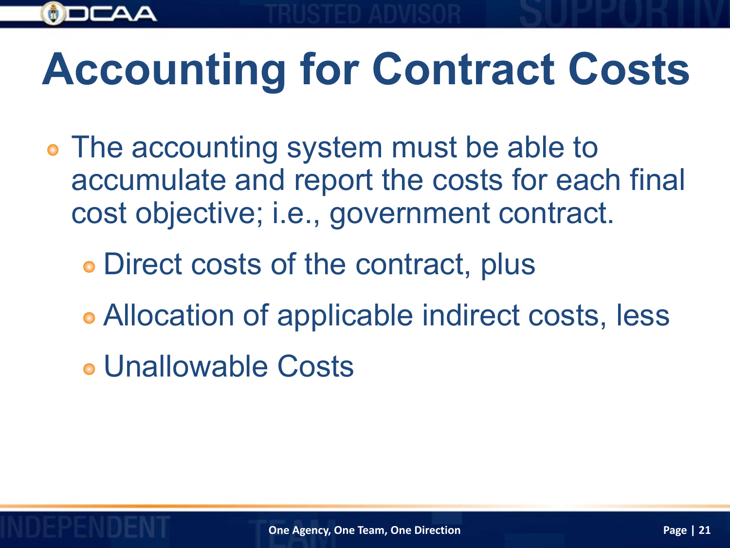# Accounting for Contract Costs

- The accounting system must be able to accumulate and report the costs for each final cost objective; i.e., government contract.
  - Direct costs of the contract, plus
  - Allocation of applicable indirect costs, less
  - Unallowable Costs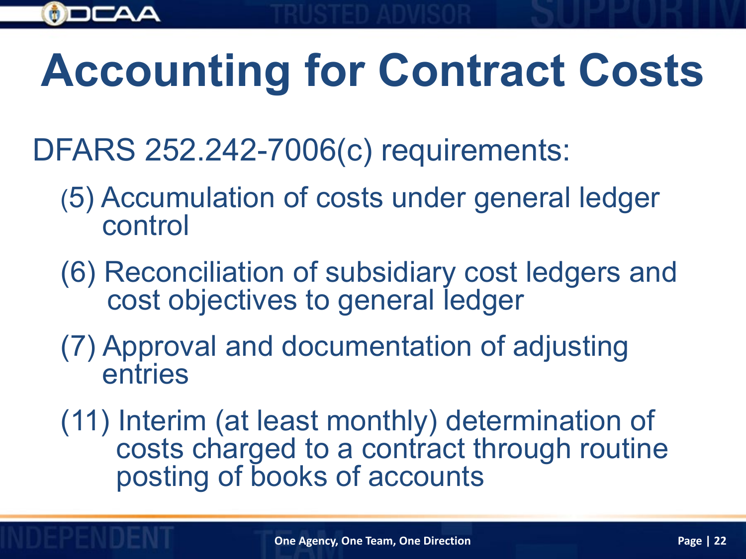# Accounting for Contract Costs

DFARS 252.242-7006(c) requirements:

(5) Accumulation of costs under general ledger control

(6) Reconciliation of subsidiary cost ledgers and cost objectives to general ledger

(7) Approval and documentation of adjusting entries

(11) Interim (at least monthly) determination of costs charged to a contract through routine posting of books of accounts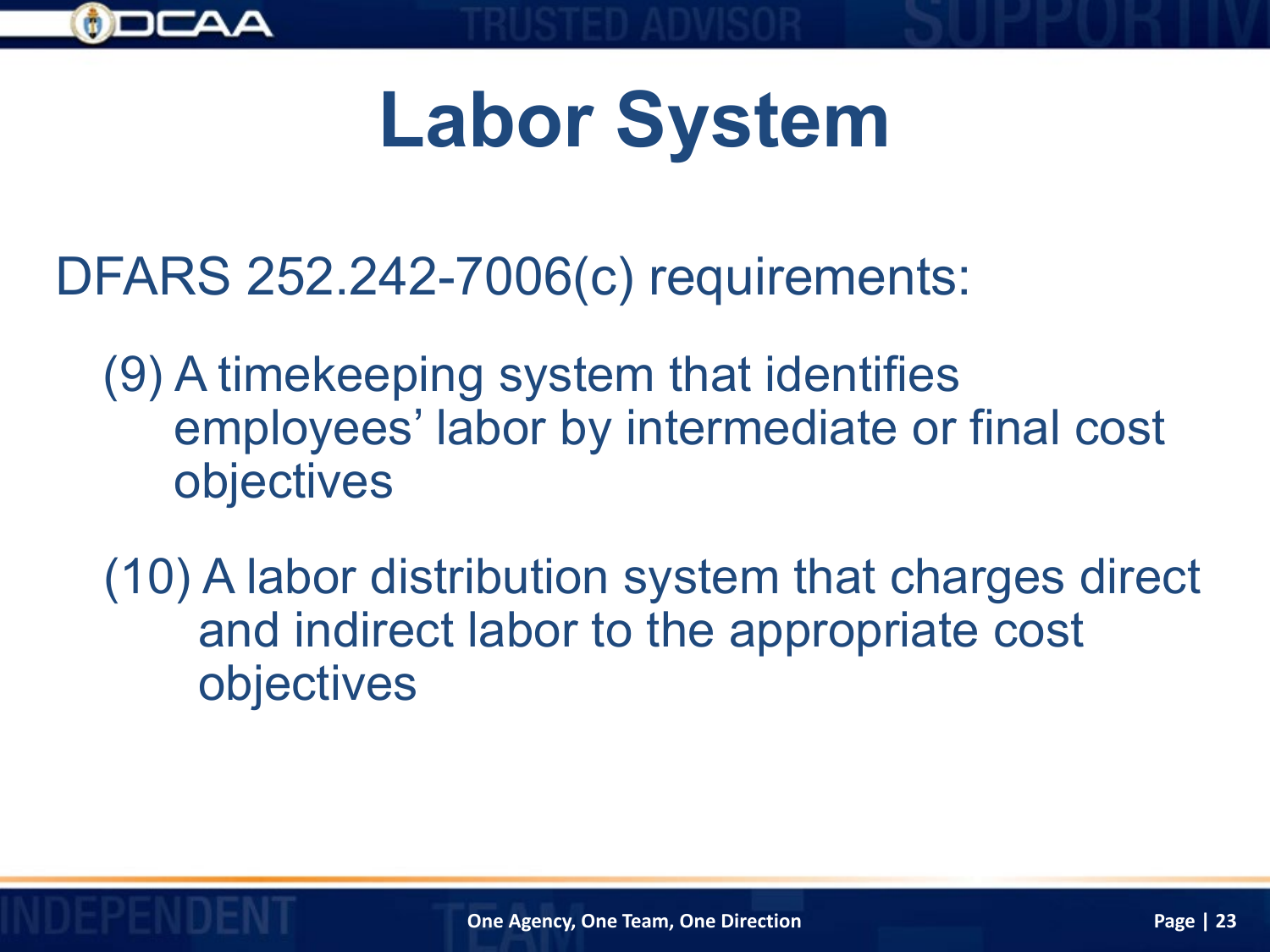# Labor System

DFARS 252.242-7006(c) requirements:

(9) A timekeeping system that identifies employees' labor by intermediate or final cost objectives

(10) A labor distribution system that charges direct and indirect labor to the appropriate cost objectives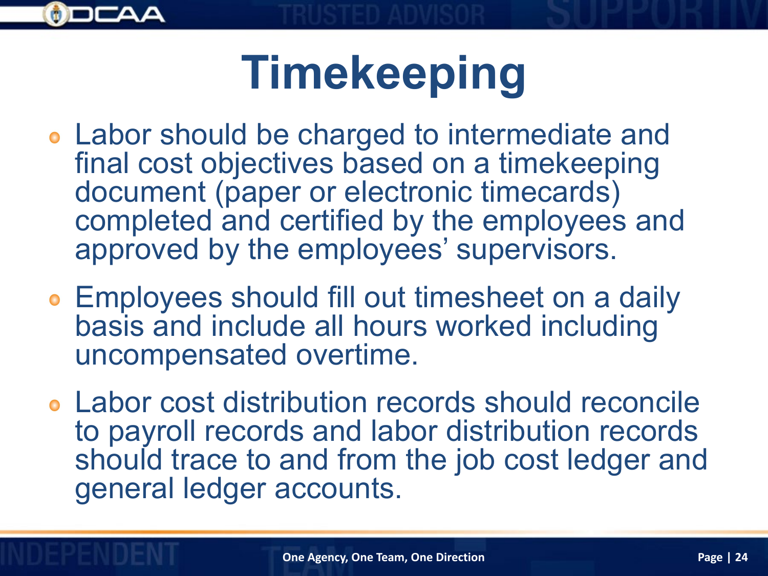# Timekeeping

- Labor should be charged to intermediate and final cost objectives based on a timekeeping document (paper or electronic timecards) completed and certified by the employees and approved by the employees' supervisors.
- Employees should fill out timesheet on a daily basis and include all hours worked including uncompensated overtime.
- Labor cost distribution records should reconcile to payroll records and labor distribution records should trace to and from the job cost ledger and general ledger accounts.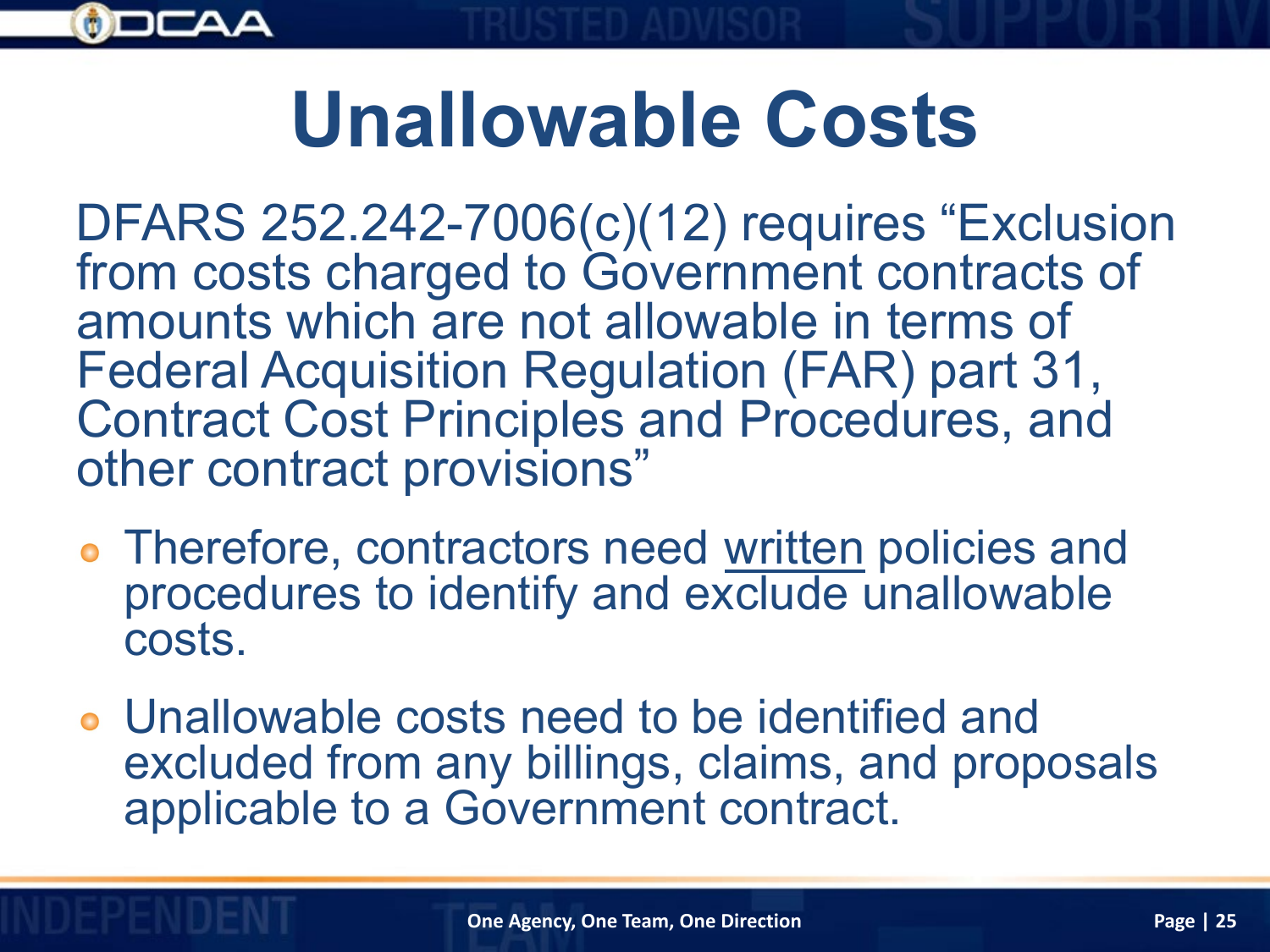# Unallowable Costs

DFARS 252.242-7006(c)(12) requires "Exclusion from costs charged to Government contracts of amounts which are not allowable in terms of Federal Acquisition Regulation (FAR) part 31, Contract Cost Principles and Procedures, and other contract provisions"

- Therefore, contractors need <u>written</u> policies and procedures to identify and exclude unallowable costs.
- Unallowable costs need to be identified and excluded from any billings, claims, and proposals applicable to a Government contract.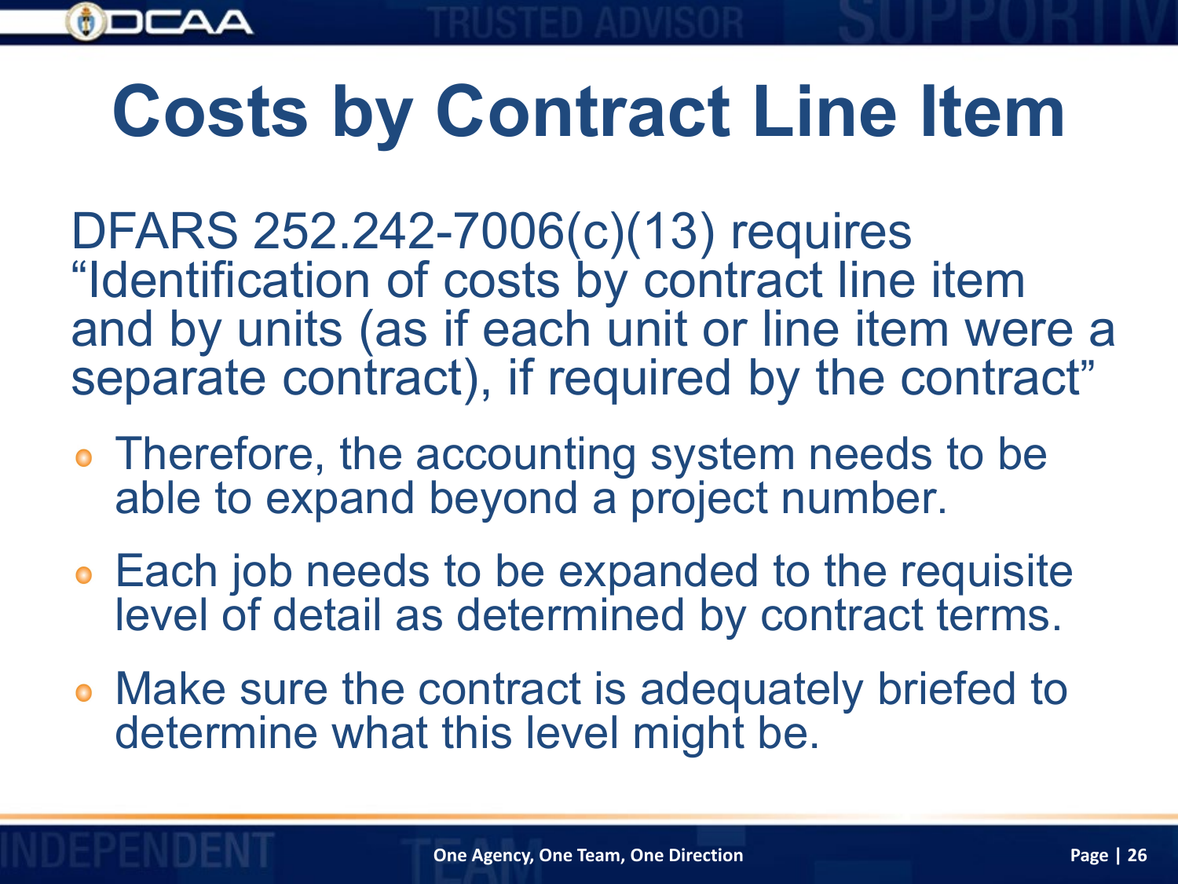# Costs by Contract Line Item

DFARS 252.242-7006(c)(13) requires "Identification of costs by contract line item and by units (as if each unit or line item were a separate contract), if required by the contract"

- Therefore, the accounting system needs to be able to expand beyond a project number.
- Each job needs to be expanded to the requisite level of detail as determined by contract terms.
- Make sure the contract is adequately briefed to determine what this level might be.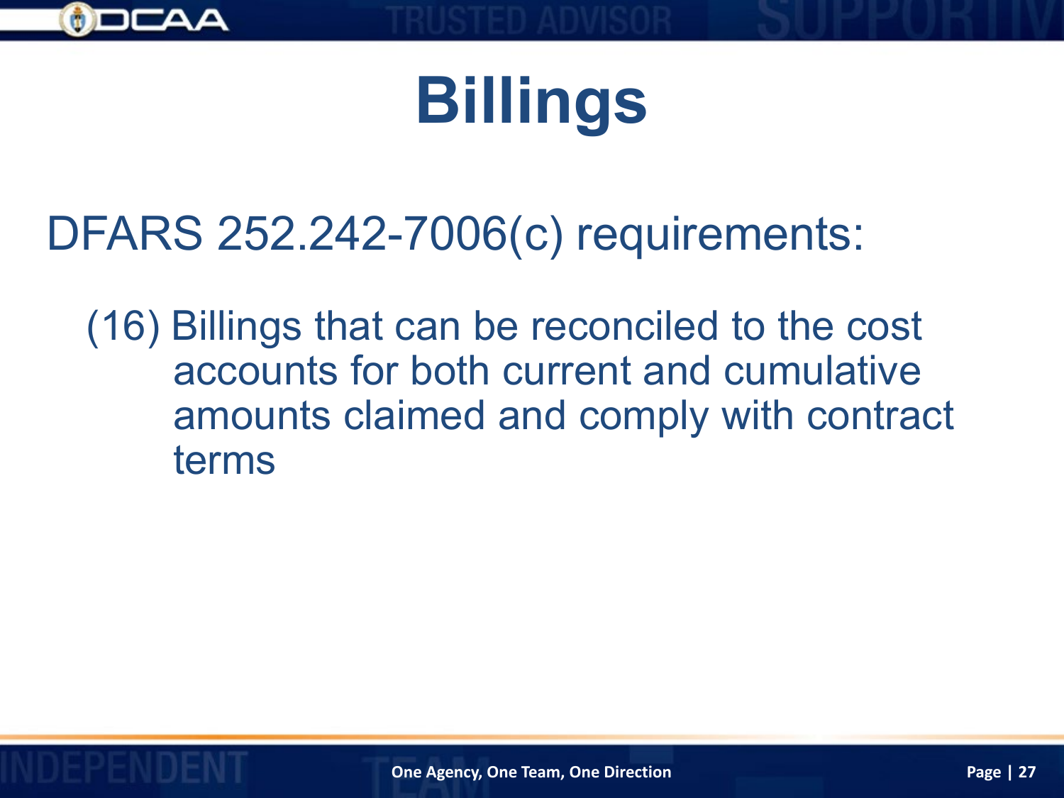# Billings

DFARS 252.242-7006(c) requirements:

(16) Billings that can be reconciled to the cost accounts for both current and cumulative amounts claimed and comply with contract terms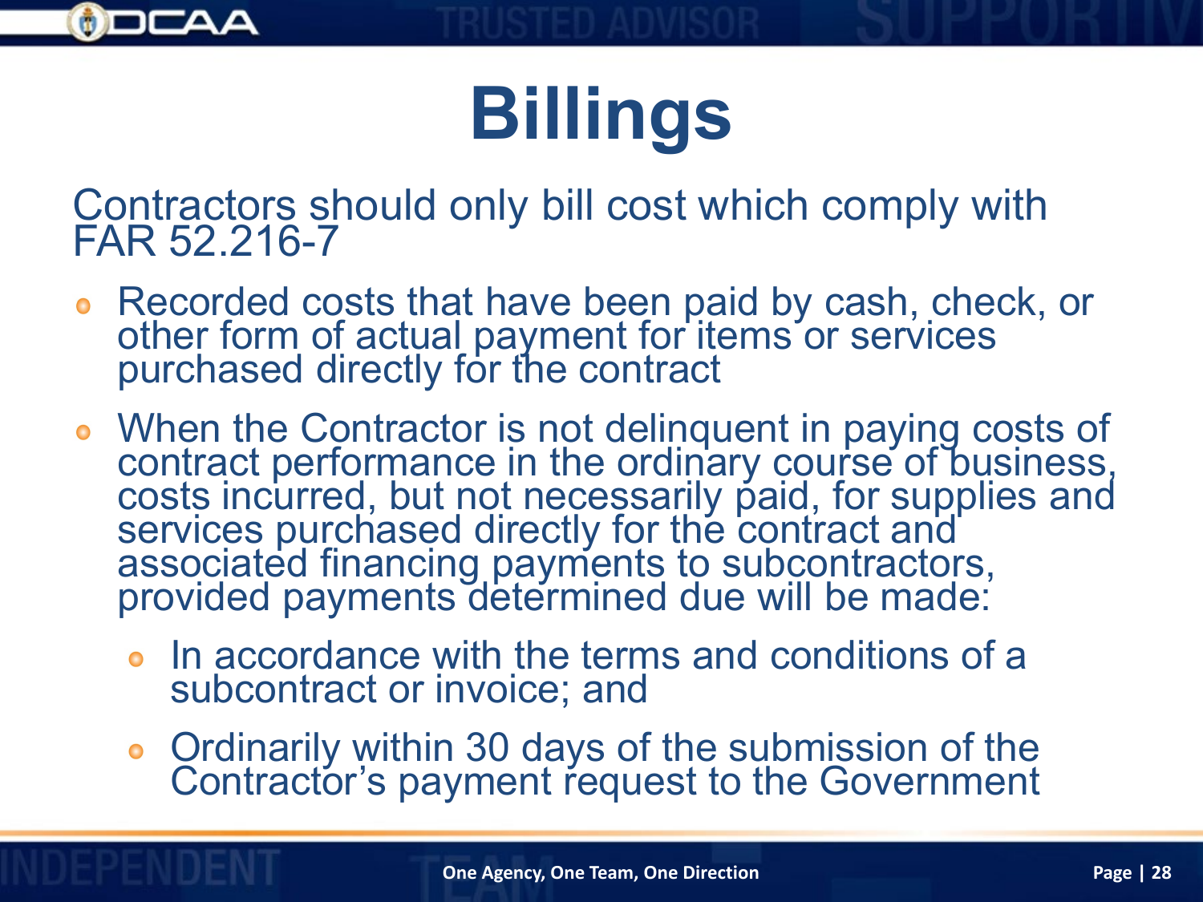# Billings

Contractors should only bill cost which comply with FAR 52.216-7

- Recorded costs that have been paid by cash, check, or other form of actual payment for items or services purchased directly for the contract
- When the Contractor is not delinquent in paying costs of contract performance in the ordinary course of business, costs incurred, but not necessarily paid, for supplies and services purchased directly for the contract and associated financing payments to subcontractors, provided payments determined due will be made:
  - In accordance with the terms and conditions of a subcontract or invoice; and
  - Ordinarily within 30 days of the submission of the Contractor's payment request to the Government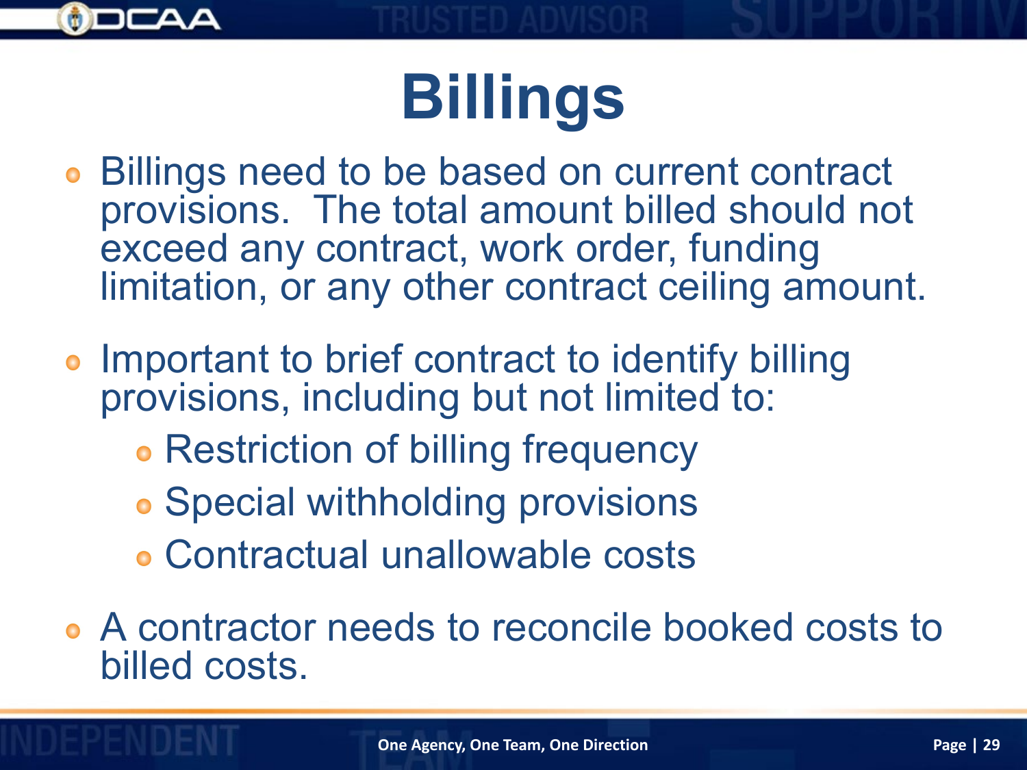# Billings

- Billings need to be based on current contract provisions. The total amount billed should not exceed any contract, work order, funding limitation, or any other contract ceiling amount.
- Important to brief contract to identify billing provisions, including but not limited to:
  - Restriction of billing frequency
  - Special withholding provisions
  - Contractual unallowable costs
- A contractor needs to reconcile booked costs to billed costs.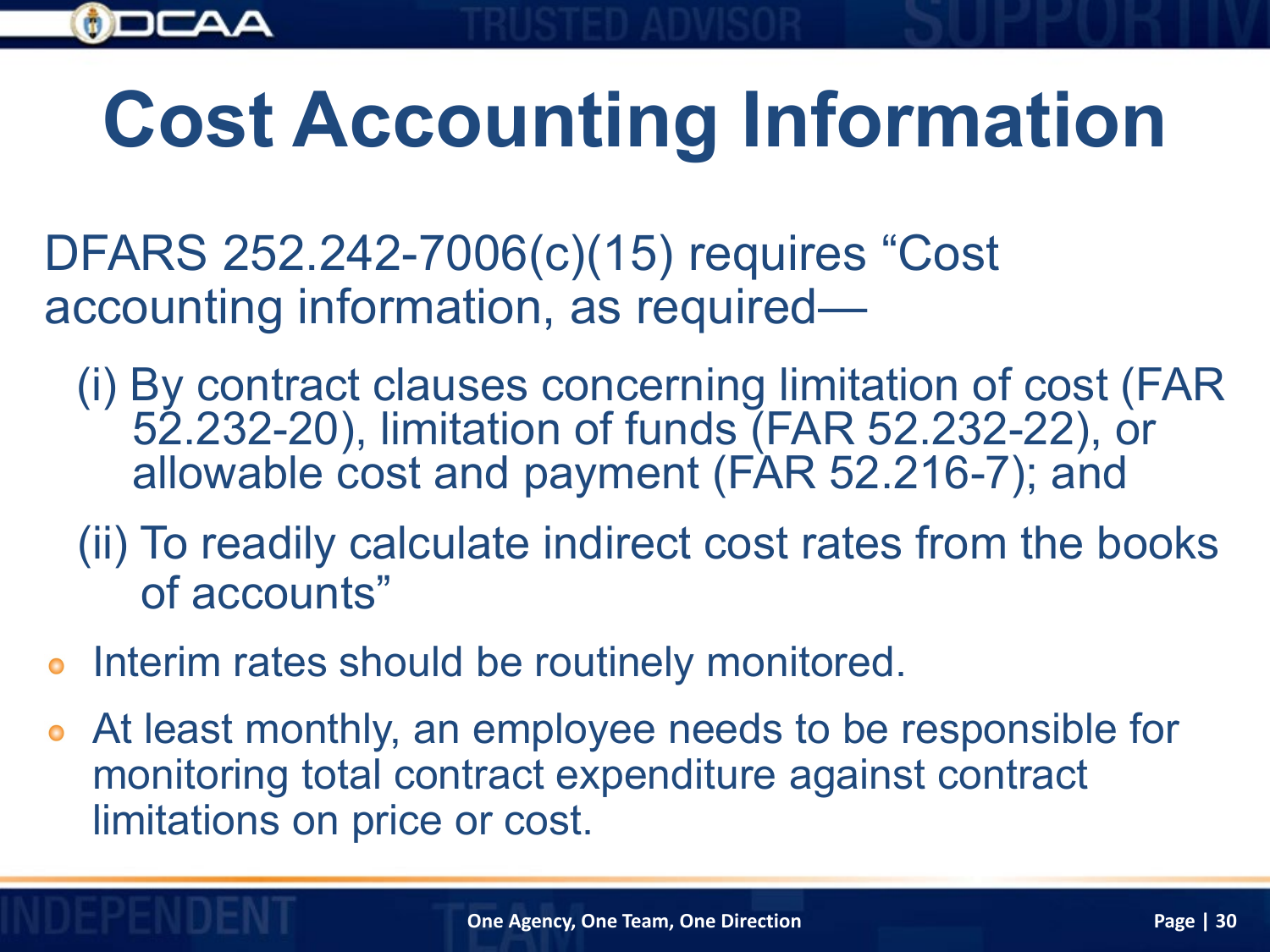# Cost Accounting Information

DFARS 252.242-7006(c)(15) requires "Cost accounting information, as required—

(i) By contract clauses concerning limitation of cost (FAR 52.232-20), limitation of funds (FAR 52.232-22), or allowable cost and payment (FAR 52.216-7); and

(ii) To readily calculate indirect cost rates from the books of accounts"

- Interim rates should be routinely monitored.
- At least monthly, an employee needs to be responsible for monitoring total contract expenditure against contract limitations on price or cost.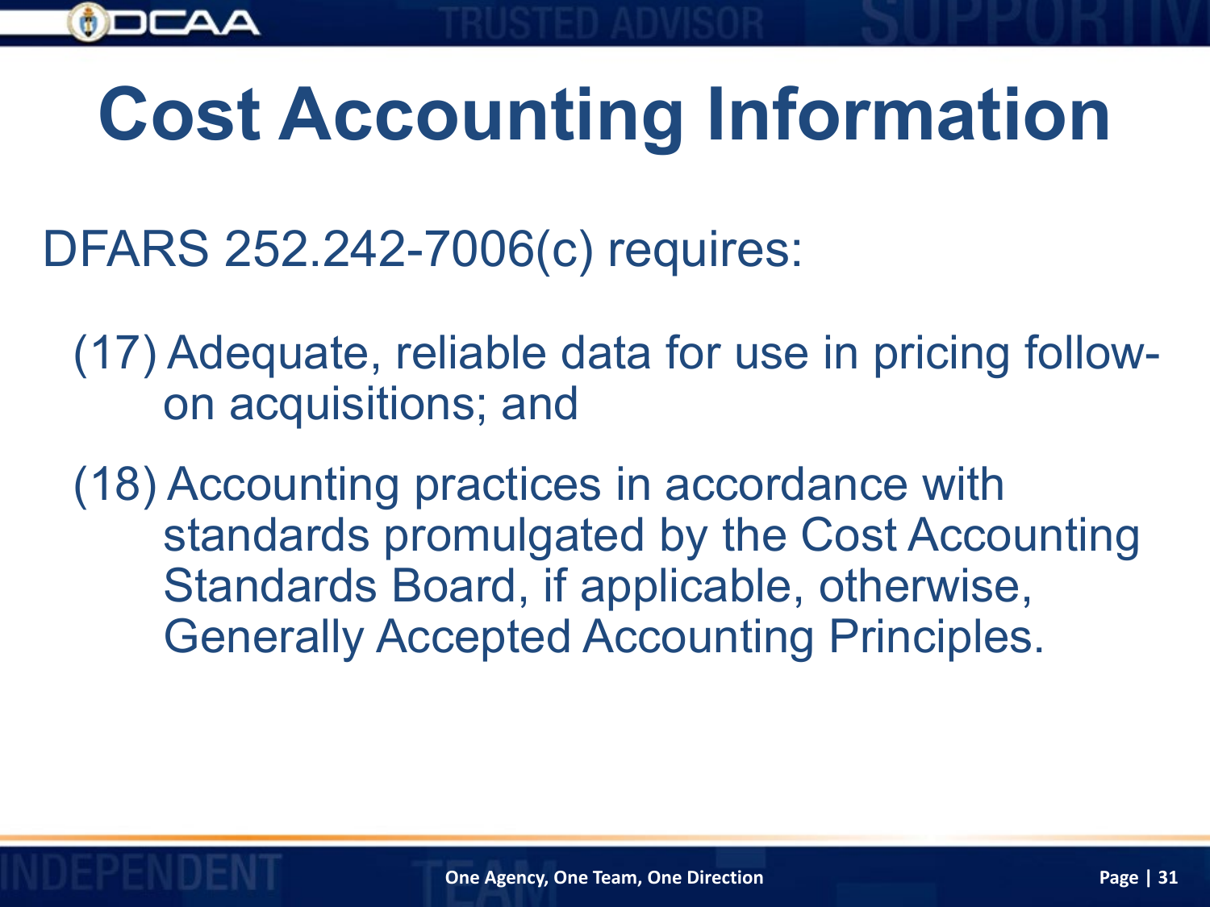# Cost Accounting Information

DFARS 252.242-7006(c) requires:

(17) Adequate, reliable data for use in pricing follow-on acquisitions; and

(18) Accounting practices in accordance with standards promulgated by the Cost Accounting Standards Board, if applicable, otherwise, Generally Accepted Accounting Principles.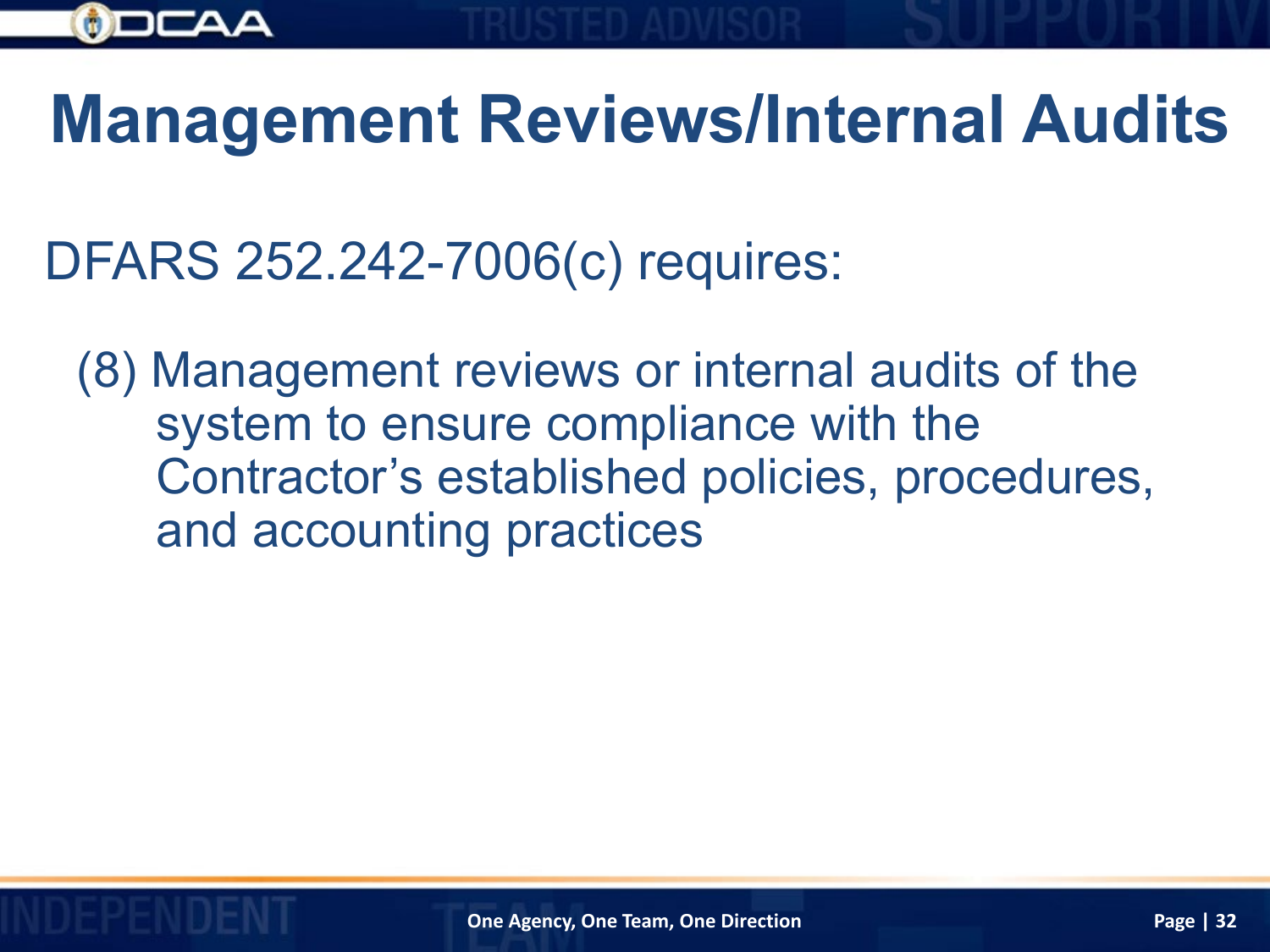# Management Reviews/Internal Audits

DFARS 252.242-7006(c) requires:

(8) Management reviews or internal audits of the system to ensure compliance with the Contractor's established policies, procedures, and accounting practices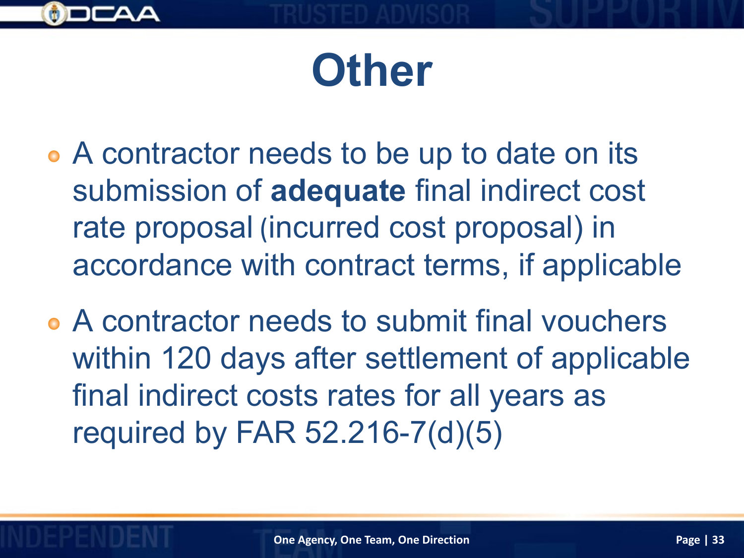# Other

- A contractor needs to be up to date on its submission of **adequate** final indirect cost rate proposal (incurred cost proposal) in accordance with contract terms, if applicable
- A contractor needs to submit final vouchers within 120 days after settlement of applicable final indirect costs rates for all years as required by FAR 52.216-7(d)(5)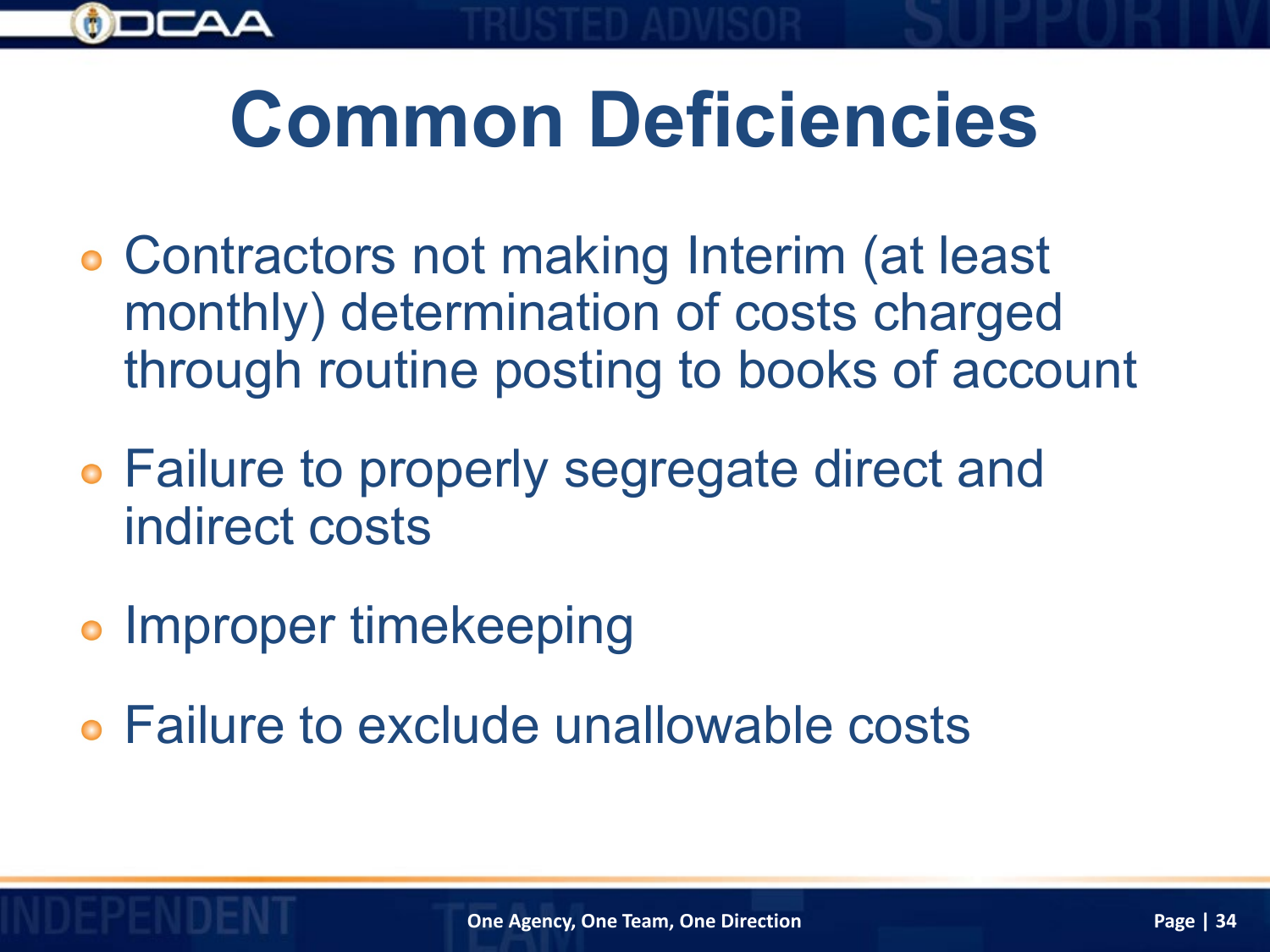# Common Deficiencies

- Contractors not making Interim (at least monthly) determination of costs charged through routine posting to books of account
- Failure to properly segregate direct and indirect costs
- Improper timekeeping
- Failure to exclude unallowable costs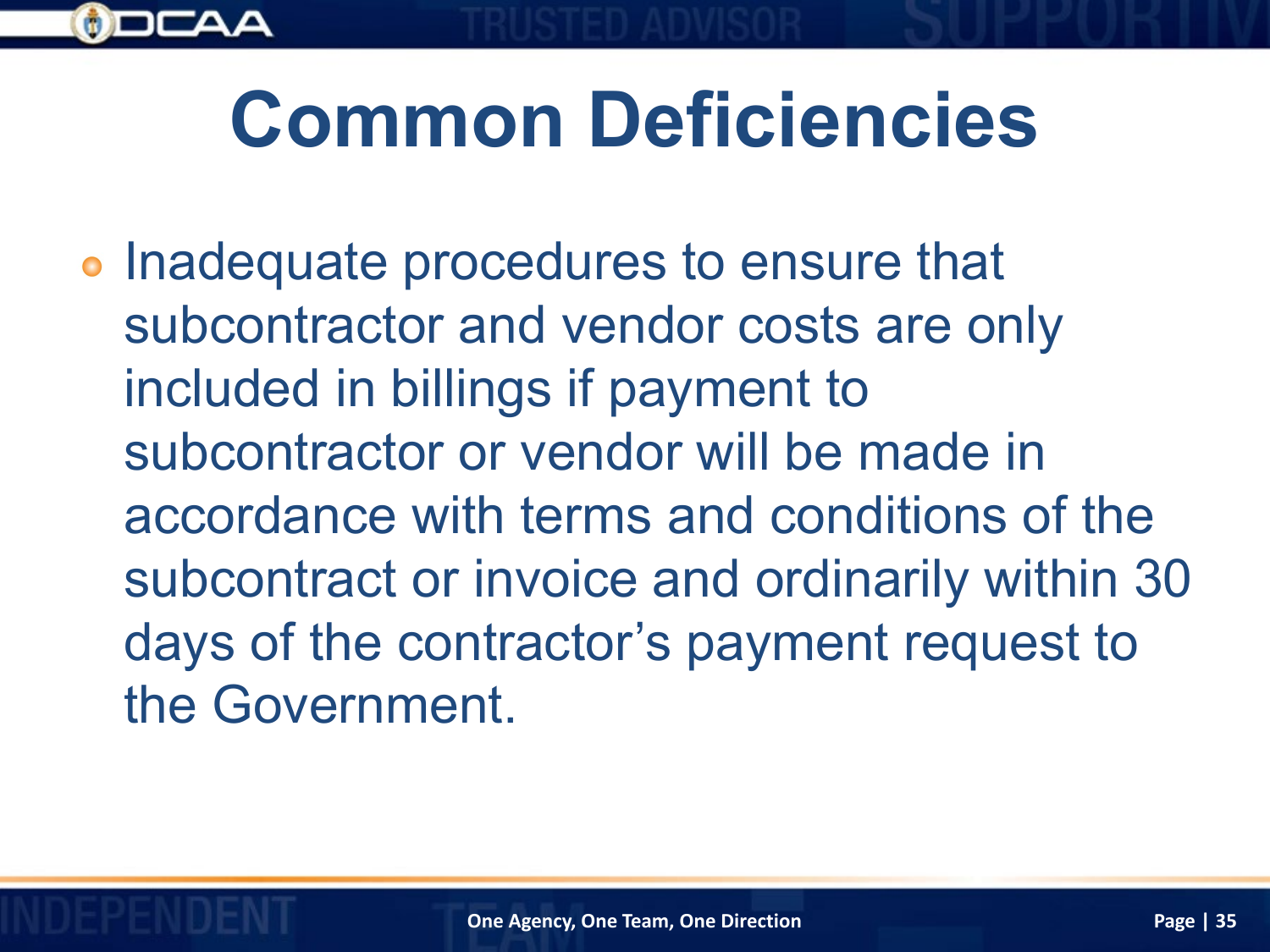# Common Deficiencies

- Inadequate procedures to ensure that subcontractor and vendor costs are only included in billings if payment to subcontractor or vendor will be made in accordance with terms and conditions of the subcontract or invoice and ordinarily within 30 days of the contractor's payment request to the Government.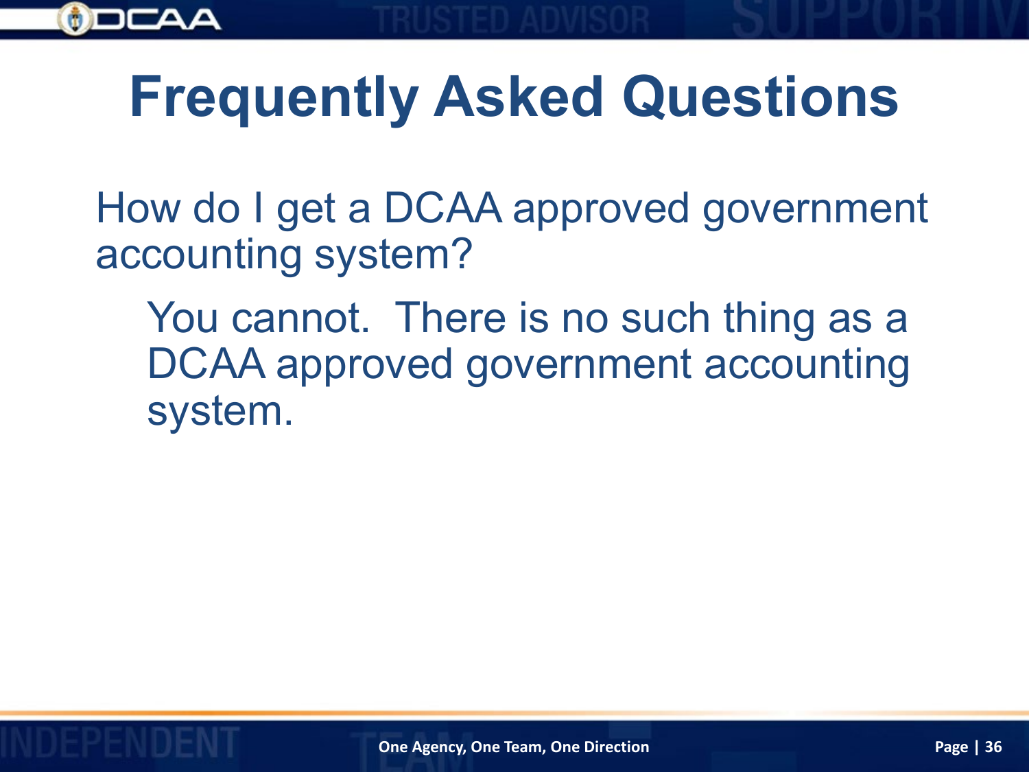# Frequently Asked Questions

How do I get a DCAA approved government accounting system?

> You cannot. There is no such thing as a DCAA approved government accounting system.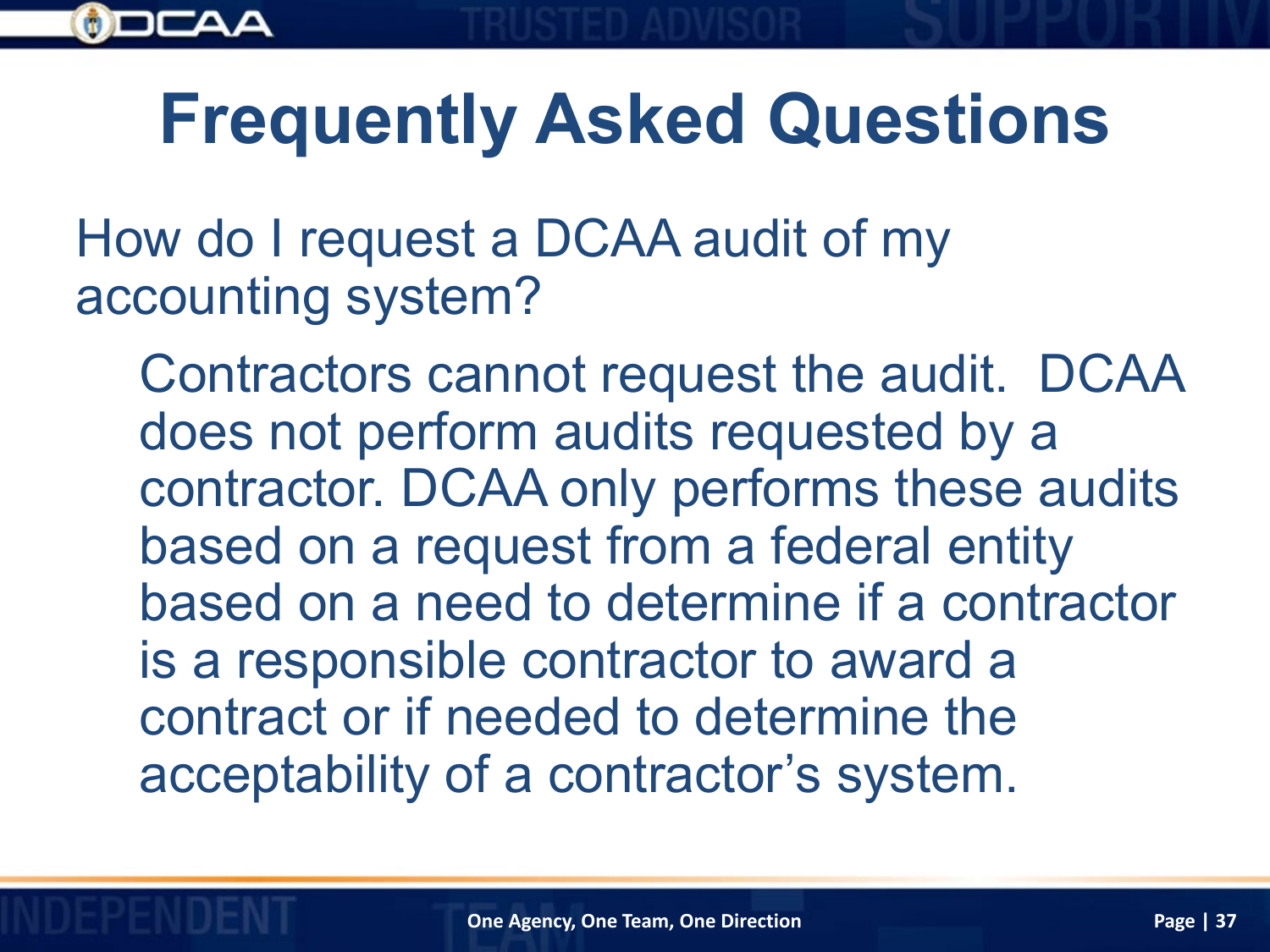# Frequently Asked Questions

How do I request a DCAA audit of my accounting system?

Contractors cannot request the audit. DCAA does not perform audits requested by a contractor. DCAA only performs these audits based on a request from a federal entity based on a need to determine if a contractor is a responsible contractor to award a contract or if needed to determine the acceptability of a contractor's system.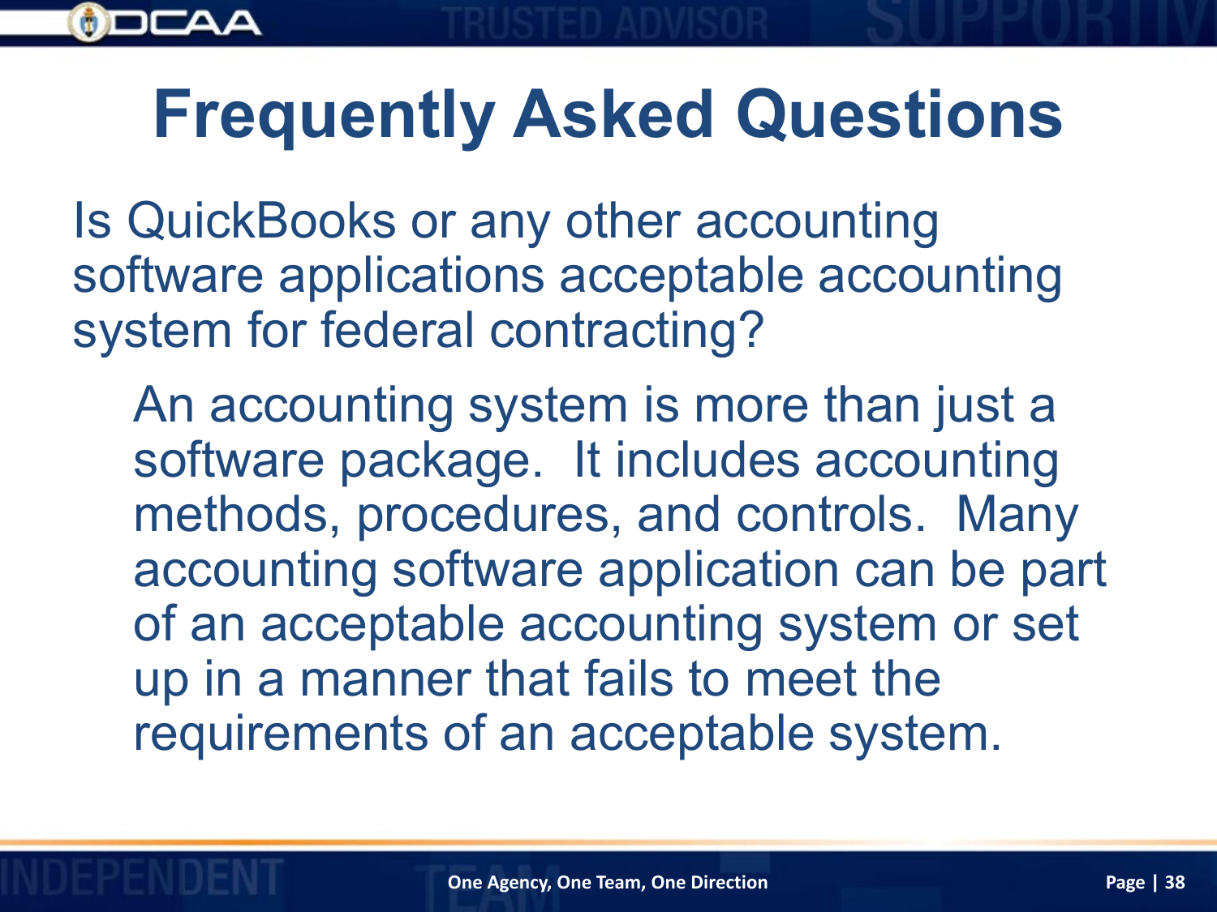# Frequently Asked Questions

Is QuickBooks or any other accounting software applications acceptable accounting system for federal contracting?

An accounting system is more than just a software package. It includes accounting methods, procedures, and controls. Many accounting software application can be part of an acceptable accounting system or set up in a manner that fails to meet the requirements of an acceptable system.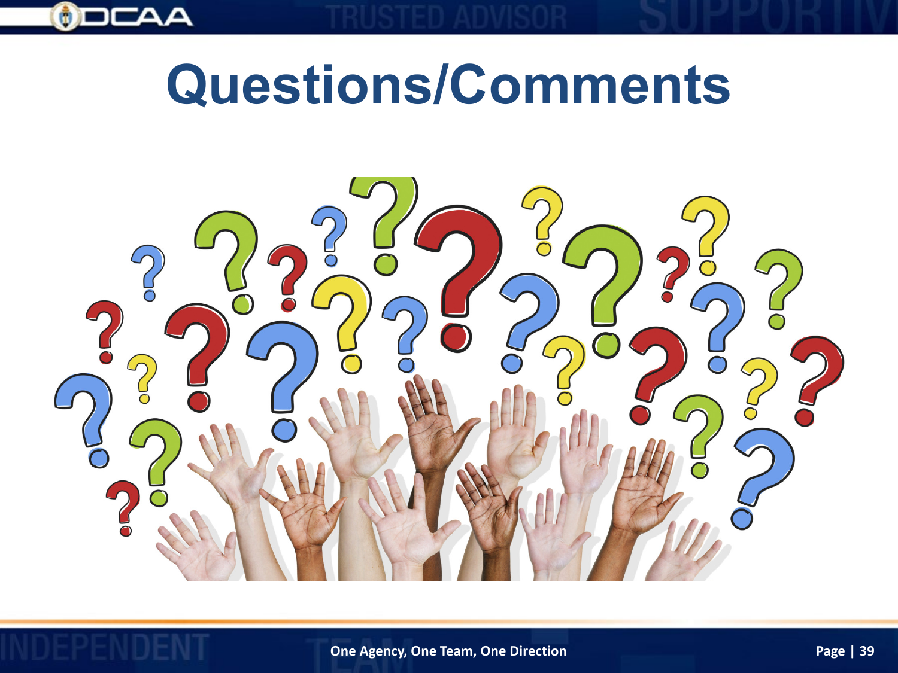# Questions/Comments